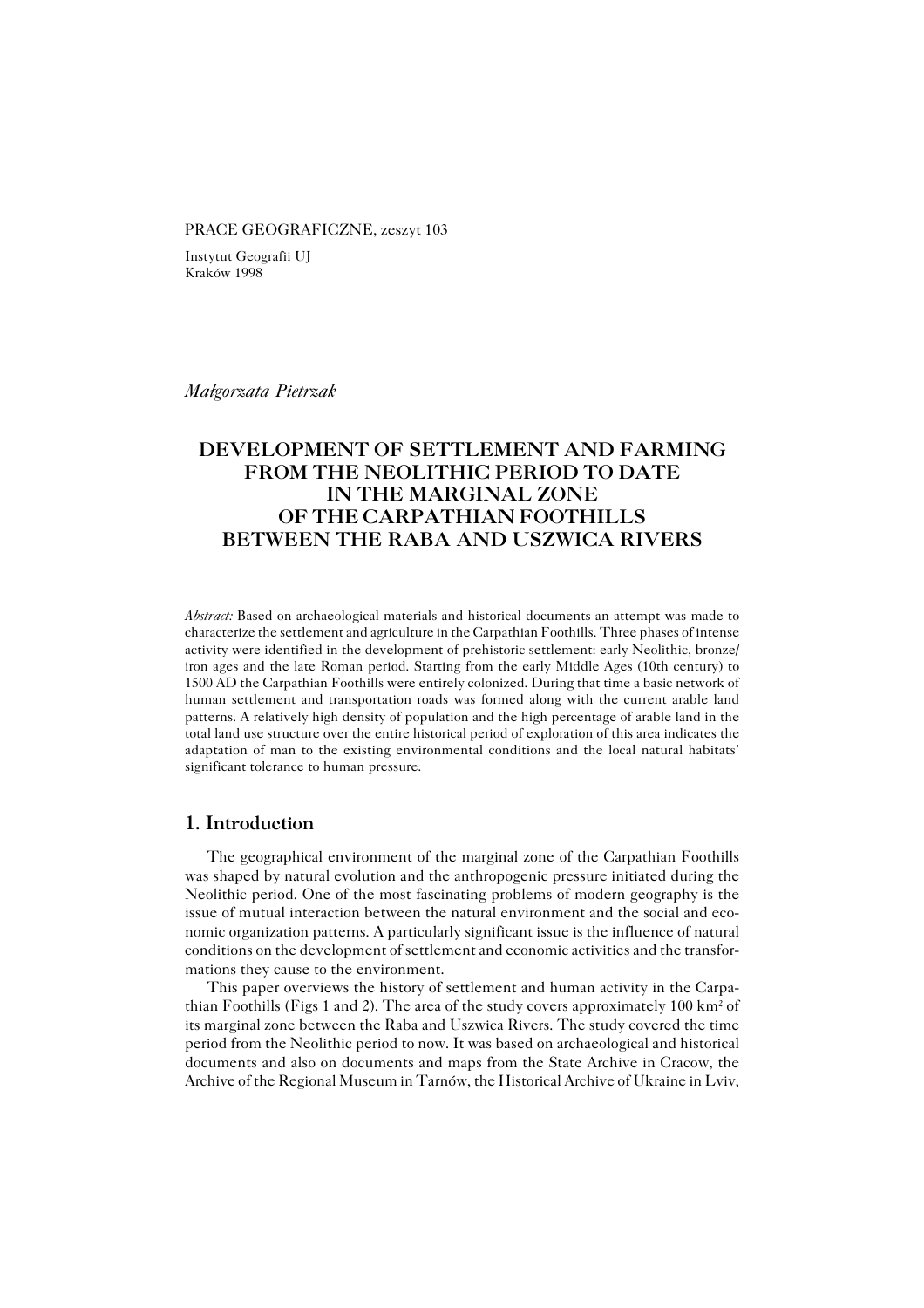PRACE GEOGRAFICZNE, zeszyt 103

Instytut Geografii UJ
Kraków 1998

*Małgorzata Pietrzak*

# DEVELOPMENT OF SETTLEMENT AND FARMING FROM THE NEOLITHIC PERIOD TO DATE IN THE MARGINAL ZONE OF THE CARPATHIAN FOOTHILLS BETWEEN THE RABA AND USZWICA RIVERS

*Abstract:* Based on archaeological materials and historical documents an attempt was made to characterize the settlement and agriculture in the Carpathian Foothills. Three phases of intense activity were identified in the development of prehistoric settlement: early Neolithic, bronze/iron ages and the late Roman period. Starting from the early Middle Ages (10th century) to 1500 AD the Carpathian Foothills were entirely colonized. During that time a basic network of human settlement and transportation roads was formed along with the current arable land patterns. A relatively high density of population and the high percentage of arable land in the total land use structure over the entire historical period of exploration of this area indicates the adaptation of man to the existing environmental conditions and the local natural habitats' significant tolerance to human pressure.

## 1. Introduction

The geographical environment of the marginal zone of the Carpathian Foothills was shaped by natural evolution and the anthropogenic pressure initiated during the Neolithic period. One of the most fascinating problems of modern geography is the issue of mutual interaction between the natural environment and the social and economic organization patterns. A particularly significant issue is the influence of natural conditions on the development of settlement and economic activities and the transformations they cause to the environment.

This paper overviews the history of settlement and human activity in the Carpathian Foothills (Figs 1 and 2). The area of the study covers approximately 100 km$^2$ of its marginal zone between the Raba and Uszwica Rivers. The study covered the time period from the Neolithic period to now. It was based on archaeological and historical documents and also on documents and maps from the State Archive in Cracow, the Archive of the Regional Museum in Tarnów, the Historical Archive of Ukraine in Lviv,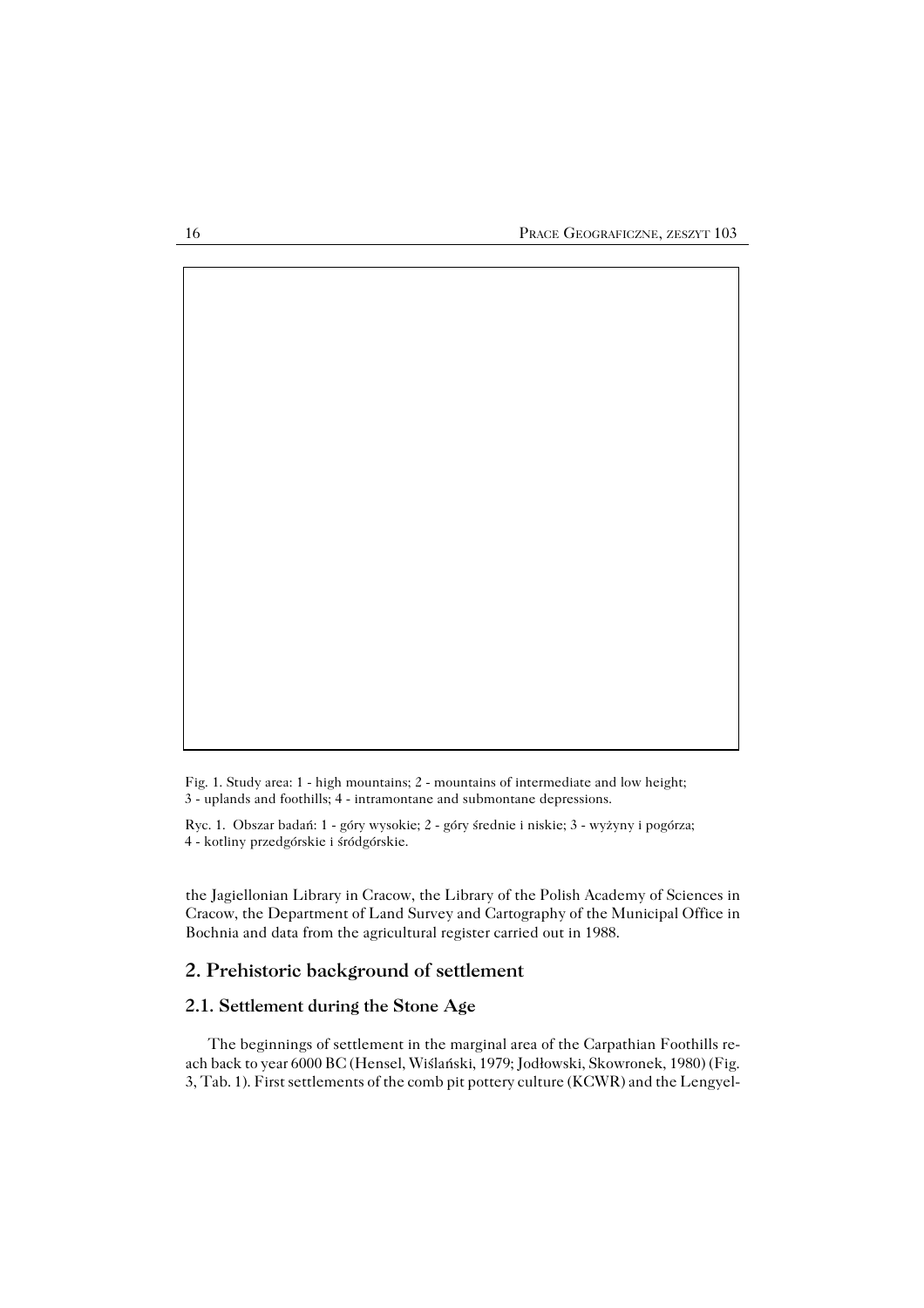Fig. 1. Study area: 1 - high mountains; 2 - mountains of intermediate and low height; 3 - uplands and foothills; 4 - intramontane and submontane depressions.

Ryc. 1. Obszar badań: 1 - góry wysokie; 2 - góry średnie i niskie; 3 - wyżyny i pogórza; 4 - kotliny przedgórskie i śródgórskie.

the Jagiellonian Library in Cracow, the Library of the Polish Academy of Sciences in Cracow, the Department of Land Survey and Cartography of the Municipal Office in Bochnia and data from the agricultural register carried out in 1988.

## 2. Prehistoric background of settlement

### 2.1. Settlement during the Stone Age

The beginnings of settlement in the marginal area of the Carpathian Foothills reach back to year 6000 BC (Hensel, Wiślański, 1979; Jodłowski, Skowronek, 1980) (Fig. 3, Tab. 1). First settlements of the comb pit pottery culture (KCWR) and the Lengyel-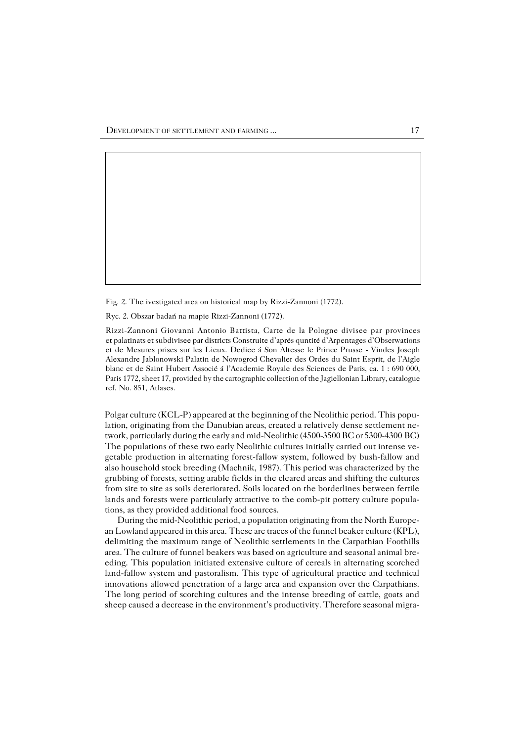Fig. 2. The ivestigated area on historical map by Rizzi-Zannoni (1772).

Ryc. 2. Obszar badań na mapie Rizzi-Zannoni (1772).

Rizzi-Zannoni Giovanni Antonio Battista, Carte de la Pologne divisee par provinces et palatinats et subdivisee par districts Construite d'aprés quntité d'Arpentages d'Obserwations et de Mesures prises sur les Lieux. Dediee á Son Altesse le Prince Prusse - Vindes Joseph Alexandre Jablonowski Palatin de Nowogrod Chevalier des Ordes du Saint Esprit, de l'Aigle blanc et de Saint Hubert Associé á l'Academie Royale des Sciences de Paris, ca. 1 : 690 000, Paris 1772, sheet 17, provided by the cartographic collection of the Jagiellonian Library, catalogue ref. No. 851, Atlases.

Polgar culture (KCL-P) appeared at the beginning of the Neolithic period. This population, originating from the Danubian areas, created a relatively dense settlement network, particularly during the early and mid-Neolithic (4500-3500 BC or 5300-4300 BC) The populations of these two early Neolithic cultures initially carried out intense vegetable production in alternating forest-fallow system, followed by bush-fallow and also household stock breeding (Machnik, 1987). This period was characterized by the grubbing of forests, setting arable fields in the cleared areas and shifting the cultures from site to site as soils deteriorated. Soils located on the borderlines between fertile lands and forests were particularly attractive to the comb-pit pottery culture populations, as they provided additional food sources.

During the mid-Neolithic period, a population originating from the North European Lowland appeared in this area. These are traces of the funnel beaker culture (KPL), delimiting the maximum range of Neolithic settlements in the Carpathian Foothills area. The culture of funnel beakers was based on agriculture and seasonal animal breeding. This population initiated extensive culture of cereals in alternating scorched land-fallow system and pastoralism. This type of agricultural practice and technical innovations allowed penetration of a large area and expansion over the Carpathians. The long period of scorching cultures and the intense breeding of cattle, goats and sheep caused a decrease in the environment's productivity. Therefore seasonal migra-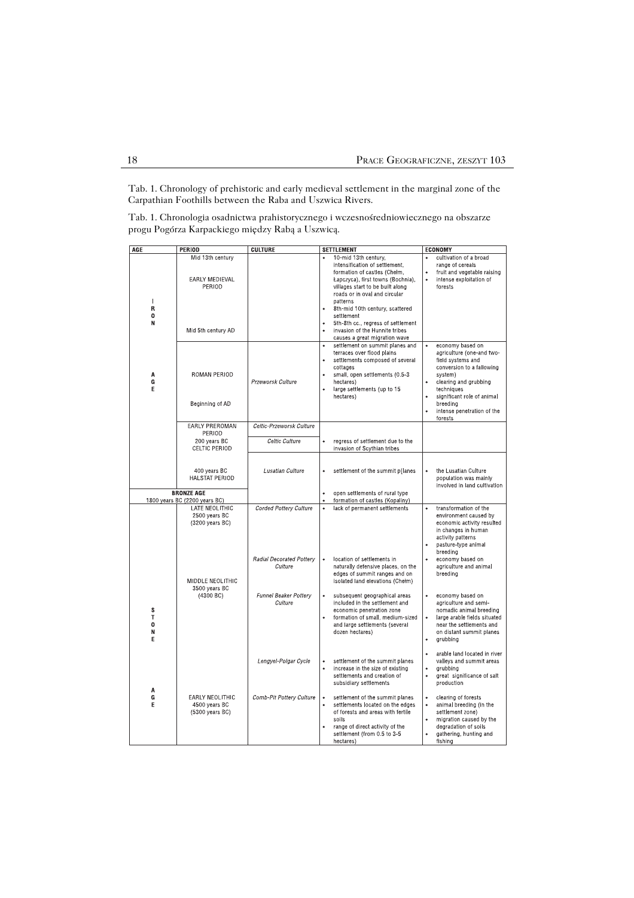Tab. 1. Chronology of prehistoric and early medieval settlement in the marginal zone of the Carpathian Foothills between the Raba and Uszwica Rivers.

Tab. 1. Chronologia osadnictwa prehistorycznego i wczesnośredniowiecznego na obszarze progu Pogórza Karpackiego między Rabą a Uszwicą.

| AGE | PERIOD | CULTURE | SETTLEMENT | ECONOMY |
|---|---|---|---|---|
| IRON AGE | Mid 13th century<br><br>EARLY MEDIEVAL PERIOD<br><br>Mid 5th century AD | | • 10-mid 13th century, intensification of settlement, formation of castles (Chełm, Łapczyca), first towns (Bochnia), villages start to be built along roads or in oval and circular patterns<br>• 8th-mid 10th century, scattered settlement<br>• 5th-8th cc., regress of settlement<br>• invasion of the Hunnite tribes causes a great migration wave | • cultivation of a broad range of cereals<br>• fruit and vegetable raising<br>• intense exploitation of forests |
| | ROMAN PERIOD<br><br>Beginning of AD | *Przeworsk Culture* | • settlement on summit planes and terraces over flood plains<br>• settlements composed of several cottages<br>• small, open settlements (0.5-3 hectares)<br>• large settlements (up to 15 hectares) | • economy based on agriculture (one-and two-field systems and conversion to a fallowing system)<br>• clearing and grubbing techniques<br>• significant role of animal breeding<br>• intense penetration of the forests |
| | EARLY PREROMAN PERIOD | *Celtic-Przeworsk Culture* | | |
| | 200 years BC<br>CELTIC PERIOD | *Celtic Culture* | • regress of settlement due to the invasion of Scythian tribes | |
| | 400 years BC<br>HALSTAT PERIOD | *Lusatian Culture* | • settlement of the summit p[lanes | • the Lusatian Culture population was mainly involved in land cultivation |
| BRONZE AGE<br>1800 years BC (2200 years BC) | | | • open settlements of rural type<br>• formation of castles (Kopaliny) | |
| STONE AGE | LATE NEOLITHIC<br>2500 years BC<br>(3200 years BC) | *Corded Pottery Culture* | • lack of permanent settlements | • transformation of the environment caused by economic activity resulted in changes in human activity patterns<br>• pasture-type animal breeding |
| | MIDDLE NEOLITHIC<br>3500 years BC<br>(4300 BC) | *Radial Decorated Pottery Culture* | • location of settlements in naturally defensive places, on the edges of summit ranges and on isolated land elevations (Chełm) | • economy based on agriculture and animal breeding |
| | | *Funnel Beaker Pottery Culture* | • subsequent geographical areas included in the settlement and economic penetration zone<br>• formation of small, medium-sized and large settlements (several dozen hectares) | • economy based on agriculture and semi-nomadic animal breeding<br>• large arable fields situated near the settlements and on distant summit planes<br>• grubbing |
| | | *Lengyel-Polgar Cycle* | • settlement of the summit planes<br>• increase in the size of existing settlements and creation of subsidiary settlements | • arable land located in river valleys and summit areas<br>• grubbing<br>• great significance of salt production |
| | EARLY NEOLITHIC<br>4500 years BC<br>(5300 years BC) | *Comb-Pit Pottery Culture* | • settlement of the summit planes<br>• settlements located on the edges of forests and areas with fertile soils<br>• range of direct activity of the settlement (from 0.5 to 3-5 hectares) | • clearing of forests<br>• animal breeding (in the settlement zone)<br>• migration caused by the degradation of soils<br>• gathering, hunting and fishing |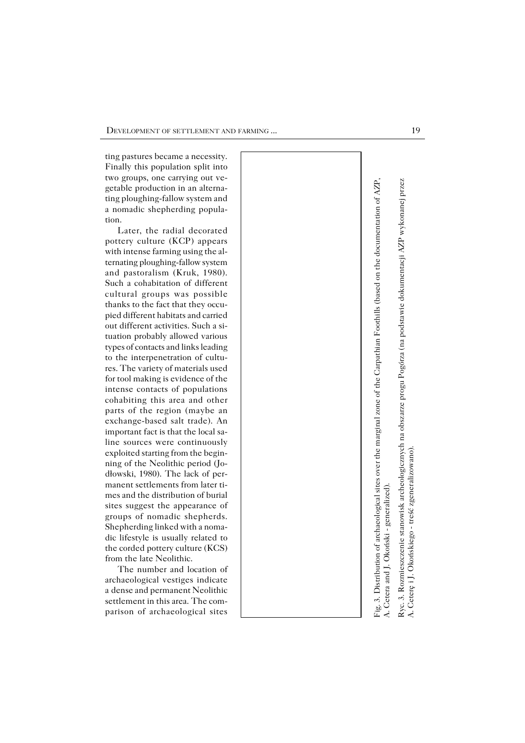ting pastures became a necessity. Finally this population split into two groups, one carrying out vegetable production in an alternating ploughing-fallow system and a nomadic shepherding population.

Later, the radial decorated pottery culture (KCP) appears with intense farming using the alternating ploughing-fallow system and pastoralism (Kruk, 1980). Such a cohabitation of different cultural groups was possible thanks to the fact that they occupied different habitats and carried out different activities. Such a situation probably allowed various types of contacts and links leading to the interpenetration of cultures. The variety of materials used for tool making is evidence of the intense contacts of populations cohabiting this area and other parts of the region (maybe an exchange-based salt trade). An important fact is that the local saline sources were continuously exploited starting from the beginning of the Neolithic period (Jodłowski, 1980). The lack of permanent settlements from later times and the distribution of burial sites suggest the appearance of groups of nomadic shepherds. Shepherding linked with a nomadic lifestyle is usually related to the corded pottery culture (KCS) from the late Neolithic.

The number and location of archaeological vestiges indicate a dense and permanent Neolithic settlement in this area. The comparison of archaeological sites

Fig. 3. Distribution of archaeological sites over the marginal zone of the Carpathian Foothills (based on the documentation of AZP, A. Cetera and J. Okoński - generalized).

Ryc. 3. Rozmieszczenie stanowisk archeologicznych na obszarze progu Pogórza (na podstawie dokumentacji AZP wykonanej przez A. Ceterę i J. Okońskiego - treść zgeneralizowano).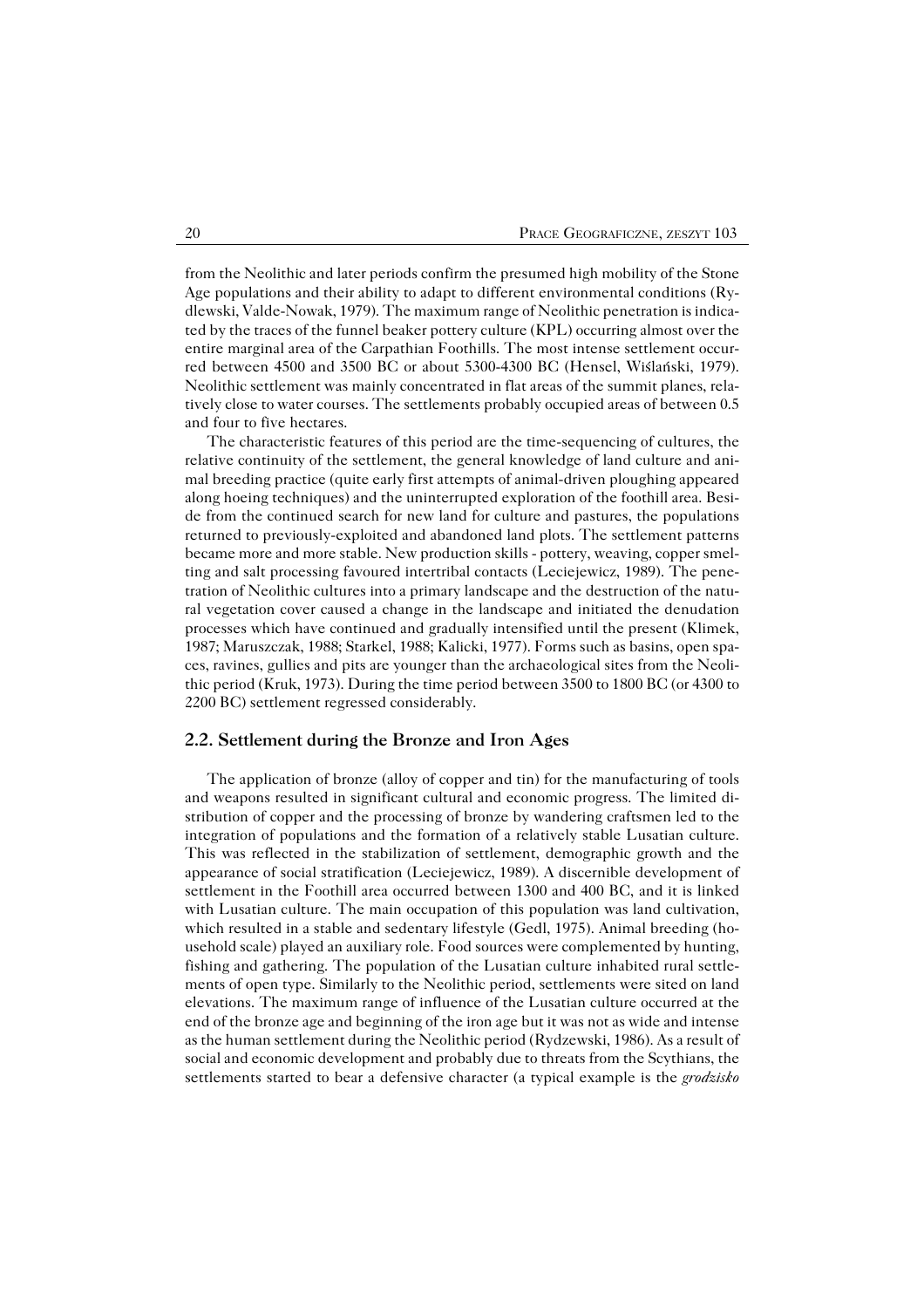from the Neolithic and later periods confirm the presumed high mobility of the Stone Age populations and their ability to adapt to different environmental conditions (Rydlewski, Valde-Nowak, 1979). The maximum range of Neolithic penetration is indicated by the traces of the funnel beaker pottery culture (KPL) occurring almost over the entire marginal area of the Carpathian Foothills. The most intense settlement occurred between 4500 and 3500 BC or about 5300-4300 BC (Hensel, Wiślański, 1979). Neolithic settlement was mainly concentrated in flat areas of the summit planes, relatively close to water courses. The settlements probably occupied areas of between 0.5 and four to five hectares.

The characteristic features of this period are the time-sequencing of cultures, the relative continuity of the settlement, the general knowledge of land culture and animal breeding practice (quite early first attempts of animal-driven ploughing appeared along hoeing techniques) and the uninterrupted exploration of the foothill area. Beside from the continued search for new land for culture and pastures, the populations returned to previously-exploited and abandoned land plots. The settlement patterns became more and more stable. New production skills - pottery, weaving, copper smelting and salt processing favoured intertribal contacts (Leciejewicz, 1989). The penetration of Neolithic cultures into a primary landscape and the destruction of the natural vegetation cover caused a change in the landscape and initiated the denudation processes which have continued and gradually intensified until the present (Klimek, 1987; Maruszczak, 1988; Starkel, 1988; Kalicki, 1977). Forms such as basins, open spaces, ravines, gullies and pits are younger than the archaeological sites from the Neolithic period (Kruk, 1973). During the time period between 3500 to 1800 BC (or 4300 to 2200 BC) settlement regressed considerably.

## 2.2. Settlement during the Bronze and Iron Ages

The application of bronze (alloy of copper and tin) for the manufacturing of tools and weapons resulted in significant cultural and economic progress. The limited distribution of copper and the processing of bronze by wandering craftsmen led to the integration of populations and the formation of a relatively stable Lusatian culture. This was reflected in the stabilization of settlement, demographic growth and the appearance of social stratification (Leciejewicz, 1989). A discernible development of settlement in the Foothill area occurred between 1300 and 400 BC, and it is linked with Lusatian culture. The main occupation of this population was land cultivation, which resulted in a stable and sedentary lifestyle (Gedl, 1975). Animal breeding (household scale) played an auxiliary role. Food sources were complemented by hunting, fishing and gathering. The population of the Lusatian culture inhabited rural settlements of open type. Similarly to the Neolithic period, settlements were sited on land elevations. The maximum range of influence of the Lusatian culture occurred at the end of the bronze age and beginning of the iron age but it was not as wide and intense as the human settlement during the Neolithic period (Rydzewski, 1986). As a result of social and economic development and probably due to threats from the Scythians, the settlements started to bear a defensive character (a typical example is the *grodzisko*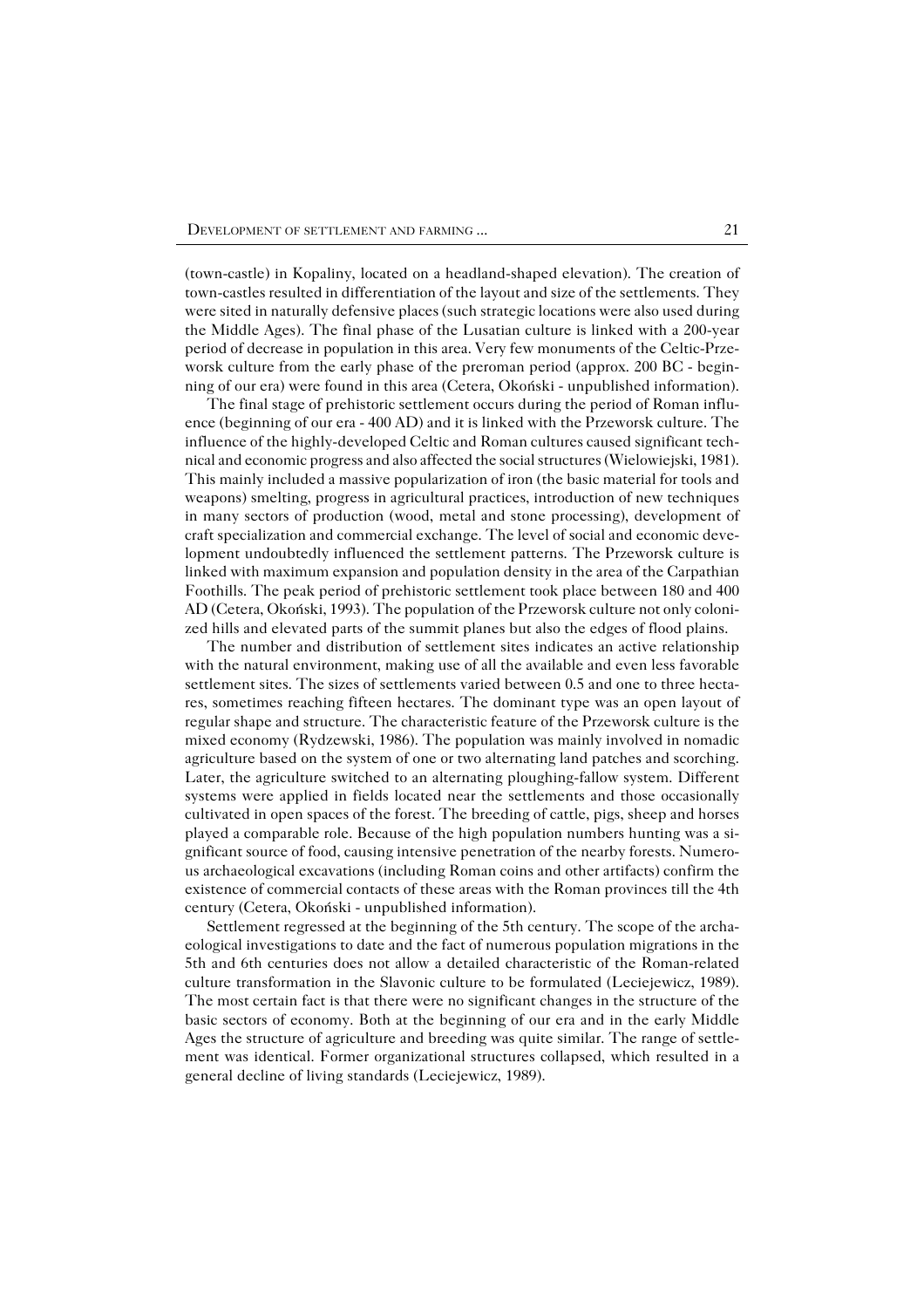(town-castle) in Kopaliny, located on a headland-shaped elevation). The creation of town-castles resulted in differentiation of the layout and size of the settlements. They were sited in naturally defensive places (such strategic locations were also used during the Middle Ages). The final phase of the Lusatian culture is linked with a 200-year period of decrease in population in this area. Very few monuments of the Celtic-Przeworsk culture from the early phase of the preroman period (approx. 200 BC - beginning of our era) were found in this area (Cetera, Okoński - unpublished information).

The final stage of prehistoric settlement occurs during the period of Roman influence (beginning of our era - 400 AD) and it is linked with the Przeworsk culture. The influence of the highly-developed Celtic and Roman cultures caused significant technical and economic progress and also affected the social structures (Wielowiejski, 1981). This mainly included a massive popularization of iron (the basic material for tools and weapons) smelting, progress in agricultural practices, introduction of new techniques in many sectors of production (wood, metal and stone processing), development of craft specialization and commercial exchange. The level of social and economic development undoubtedly influenced the settlement patterns. The Przeworsk culture is linked with maximum expansion and population density in the area of the Carpathian Foothills. The peak period of prehistoric settlement took place between 180 and 400 AD (Cetera, Okoński, 1993). The population of the Przeworsk culture not only colonized hills and elevated parts of the summit planes but also the edges of flood plains.

The number and distribution of settlement sites indicates an active relationship with the natural environment, making use of all the available and even less favorable settlement sites. The sizes of settlements varied between 0.5 and one to three hectares, sometimes reaching fifteen hectares. The dominant type was an open layout of regular shape and structure. The characteristic feature of the Przeworsk culture is the mixed economy (Rydzewski, 1986). The population was mainly involved in nomadic agriculture based on the system of one or two alternating land patches and scorching. Later, the agriculture switched to an alternating ploughing-fallow system. Different systems were applied in fields located near the settlements and those occasionally cultivated in open spaces of the forest. The breeding of cattle, pigs, sheep and horses played a comparable role. Because of the high population numbers hunting was a significant source of food, causing intensive penetration of the nearby forests. Numerous archaeological excavations (including Roman coins and other artifacts) confirm the existence of commercial contacts of these areas with the Roman provinces till the 4th century (Cetera, Okoński - unpublished information).

Settlement regressed at the beginning of the 5th century. The scope of the archaeological investigations to date and the fact of numerous population migrations in the 5th and 6th centuries does not allow a detailed characteristic of the Roman-related culture transformation in the Slavonic culture to be formulated (Leciejewicz, 1989). The most certain fact is that there were no significant changes in the structure of the basic sectors of economy. Both at the beginning of our era and in the early Middle Ages the structure of agriculture and breeding was quite similar. The range of settlement was identical. Former organizational structures collapsed, which resulted in a general decline of living standards (Leciejewicz, 1989).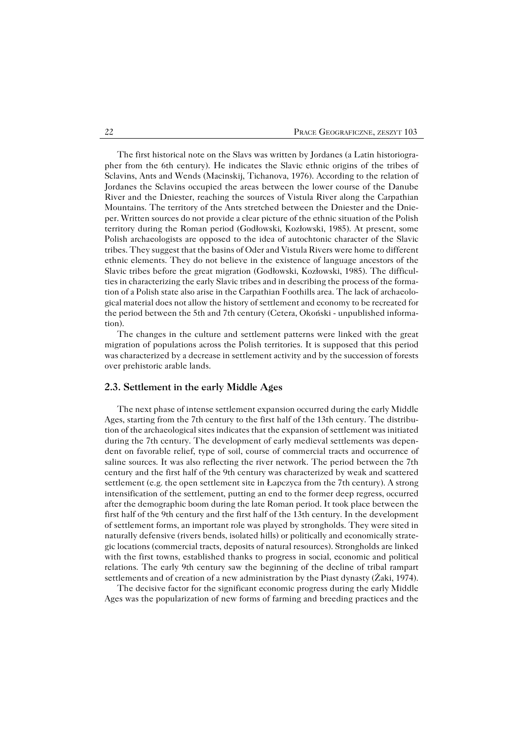The first historical note on the Slavs was written by Jordanes (a Latin historiographer from the 6th century). He indicates the Slavic ethnic origins of the tribes of Sclavins, Ants and Wends (Macinskij, Tichanova, 1976). According to the relation of Jordanes the Sclavins occupied the areas between the lower course of the Danube River and the Dniester, reaching the sources of Vistula River along the Carpathian Mountains. The territory of the Ants stretched between the Dniester and the Dnieper. Written sources do not provide a clear picture of the ethnic situation of the Polish territory during the Roman period (Godłowski, Kozłowski, 1985). At present, some Polish archaeologists are opposed to the idea of autochtonic character of the Slavic tribes. They suggest that the basins of Oder and Vistula Rivers were home to different ethnic elements. They do not believe in the existence of language ancestors of the Slavic tribes before the great migration (Godłowski, Kozłowski, 1985). The difficulties in characterizing the early Slavic tribes and in describing the process of the formation of a Polish state also arise in the Carpathian Foothills area. The lack of archaeological material does not allow the history of settlement and economy to be recreated for the period between the 5th and 7th century (Cetera, Okoński - unpublished information).

The changes in the culture and settlement patterns were linked with the great migration of populations across the Polish territories. It is supposed that this period was characterized by a decrease in settlement activity and by the succession of forests over prehistoric arable lands.

## 2.3. Settlement in the early Middle Ages

The next phase of intense settlement expansion occurred during the early Middle Ages, starting from the 7th century to the first half of the 13th century. The distribution of the archaeological sites indicates that the expansion of settlement was initiated during the 7th century. The development of early medieval settlements was dependent on favorable relief, type of soil, course of commercial tracts and occurrence of saline sources. It was also reflecting the river network. The period between the 7th century and the first half of the 9th century was characterized by weak and scattered settlement (e.g. the open settlement site in Łapczyca from the 7th century). A strong intensification of the settlement, putting an end to the former deep regress, occurred after the demographic boom during the late Roman period. It took place between the first half of the 9th century and the first half of the 13th century. In the development of settlement forms, an important role was played by strongholds. They were sited in naturally defensive (rivers bends, isolated hills) or politically and economically strategic locations (commercial tracts, deposits of natural resources). Strongholds are linked with the first towns, established thanks to progress in social, economic and political relations. The early 9th century saw the beginning of the decline of tribal rampart settlements and of creation of a new administration by the Piast dynasty (Żaki, 1974).

The decisive factor for the significant economic progress during the early Middle Ages was the popularization of new forms of farming and breeding practices and the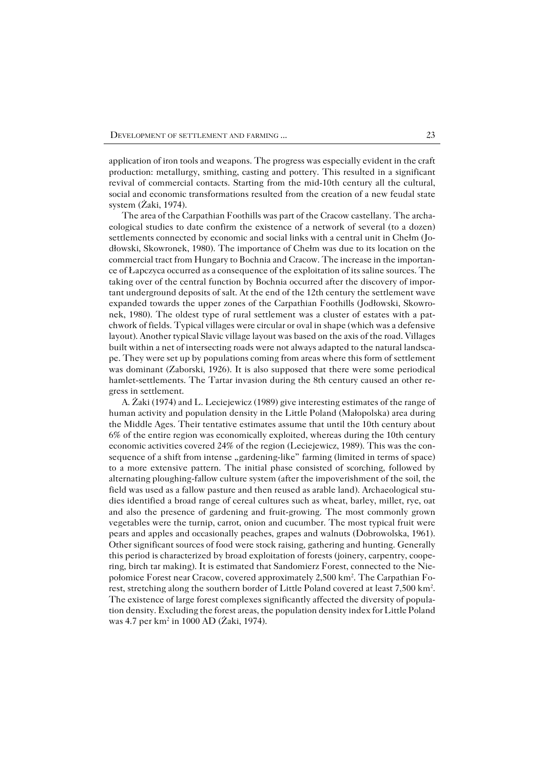application of iron tools and weapons. The progress was especially evident in the craft production: metallurgy, smithing, casting and pottery. This resulted in a significant revival of commercial contacts. Starting from the mid-10th century all the cultural, social and economic transformations resulted from the creation of a new feudal state system (Żaki, 1974).

The area of the Carpathian Foothills was part of the Cracow castellany. The archaeological studies to date confirm the existence of a network of several (to a dozen) settlements connected by economic and social links with a central unit in Chełm (Jodłowski, Skowronek, 1980). The importance of Chełm was due to its location on the commercial tract from Hungary to Bochnia and Cracow. The increase in the importance of Łapczyca occurred as a consequence of the exploitation of its saline sources. The taking over of the central function by Bochnia occurred after the discovery of important underground deposits of salt. At the end of the 12th century the settlement wave expanded towards the upper zones of the Carpathian Foothills (Jodłowski, Skowronek, 1980). The oldest type of rural settlement was a cluster of estates with a patchwork of fields. Typical villages were circular or oval in shape (which was a defensive layout). Another typical Slavic village layout was based on the axis of the road. Villages built within a net of intersecting roads were not always adapted to the natural landscape. They were set up by populations coming from areas where this form of settlement was dominant (Zaborski, 1926). It is also supposed that there were some periodical hamlet-settlements. The Tartar invasion during the 8th century caused an other regress in settlement.

A. Żaki (1974) and L. Leciejewicz (1989) give interesting estimates of the range of human activity and population density in the Little Poland (Małopolska) area during the Middle Ages. Their tentative estimates assume that until the 10th century about 6% of the entire region was economically exploited, whereas during the 10th century economic activities covered 24% of the region (Leciejewicz, 1989). This was the consequence of a shift from intense „gardening-like" farming (limited in terms of space) to a more extensive pattern. The initial phase consisted of scorching, followed by alternating ploughing-fallow culture system (after the impoverishment of the soil, the field was used as a fallow pasture and then reused as arable land). Archaeological studies identified a broad range of cereal cultures such as wheat, barley, millet, rye, oat and also the presence of gardening and fruit-growing. The most commonly grown vegetables were the turnip, carrot, onion and cucumber. The most typical fruit were pears and apples and occasionally peaches, grapes and walnuts (Dobrowolska, 1961). Other significant sources of food were stock raising, gathering and hunting. Generally this period is characterized by broad exploitation of forests (joinery, carpentry, coopering, birch tar making). It is estimated that Sandomierz Forest, connected to the Niepołomice Forest near Cracow, covered approximately 2,500 km$^2$. The Carpathian Forest, stretching along the southern border of Little Poland covered at least 7,500 km$^2$. The existence of large forest complexes significantly affected the diversity of population density. Excluding the forest areas, the population density index for Little Poland was 4.7 per km$^2$ in 1000 AD (Żaki, 1974).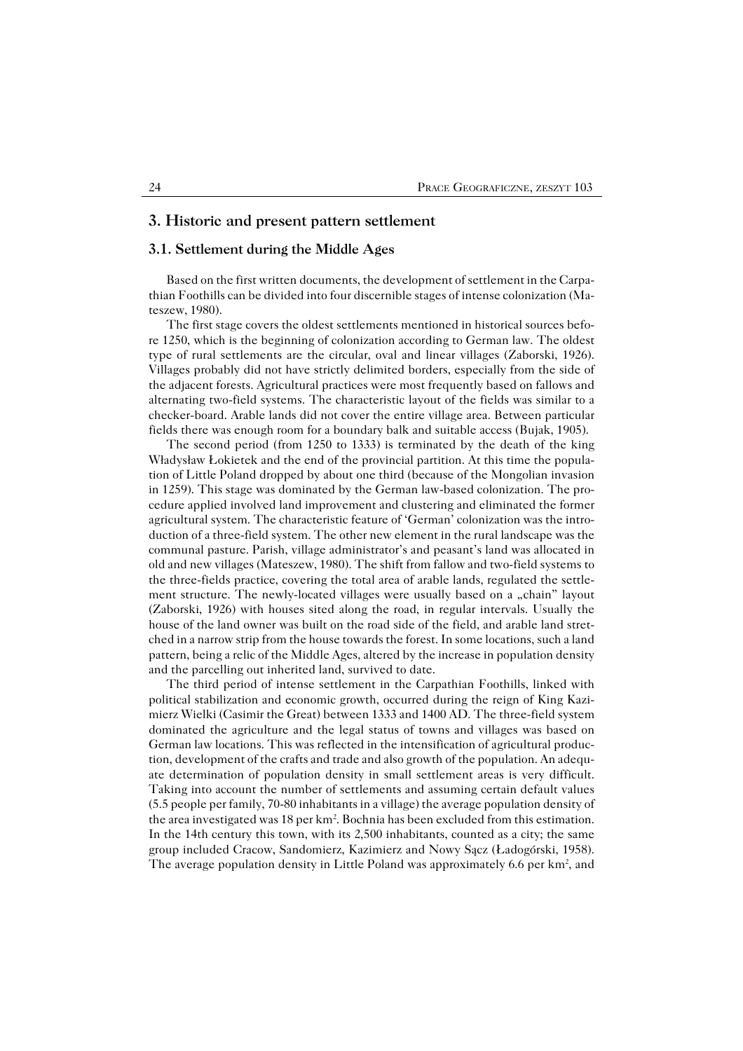## 3. Historic and present pattern settlement

### 3.1. Settlement during the Middle Ages

Based on the first written documents, the development of settlement in the Carpathian Foothills can be divided into four discernible stages of intense colonization (Mateszew, 1980).

The first stage covers the oldest settlements mentioned in historical sources before 1250, which is the beginning of colonization according to German law. The oldest type of rural settlements are the circular, oval and linear villages (Zaborski, 1926). Villages probably did not have strictly delimited borders, especially from the side of the adjacent forests. Agricultural practices were most frequently based on fallows and alternating two-field systems. The characteristic layout of the fields was similar to a checker-board. Arable lands did not cover the entire village area. Between particular fields there was enough room for a boundary balk and suitable access (Bujak, 1905).

The second period (from 1250 to 1333) is terminated by the death of the king Władysław Łokietek and the end of the provincial partition. At this time the population of Little Poland dropped by about one third (because of the Mongolian invasion in 1259). This stage was dominated by the German law-based colonization. The procedure applied involved land improvement and clustering and eliminated the former agricultural system. The characteristic feature of 'German' colonization was the introduction of a three-field system. The other new element in the rural landscape was the communal pasture. Parish, village administrator's and peasant's land was allocated in old and new villages (Mateszew, 1980). The shift from fallow and two-field systems to the three-fields practice, covering the total area of arable lands, regulated the settlement structure. The newly-located villages were usually based on a „chain" layout (Zaborski, 1926) with houses sited along the road, in regular intervals. Usually the house of the land owner was built on the road side of the field, and arable land stretched in a narrow strip from the house towards the forest. In some locations, such a land pattern, being a relic of the Middle Ages, altered by the increase in population density and the parcelling out inherited land, survived to date.

The third period of intense settlement in the Carpathian Foothills, linked with political stabilization and economic growth, occurred during the reign of King Kazimierz Wielki (Casimir the Great) between 1333 and 1400 AD. The three-field system dominated the agriculture and the legal status of towns and villages was based on German law locations. This was reflected in the intensification of agricultural production, development of the crafts and trade and also growth of the population. An adequate determination of population density in small settlement areas is very difficult. Taking into account the number of settlements and assuming certain default values (5.5 people per family, 70-80 inhabitants in a village) the average population density of the area investigated was 18 per km$^2$. Bochnia has been excluded from this estimation. In the 14th century this town, with its 2,500 inhabitants, counted as a city; the same group included Cracow, Sandomierz, Kazimierz and Nowy Sącz (Ładogórski, 1958). The average population density in Little Poland was approximately 6.6 per km$^2$, and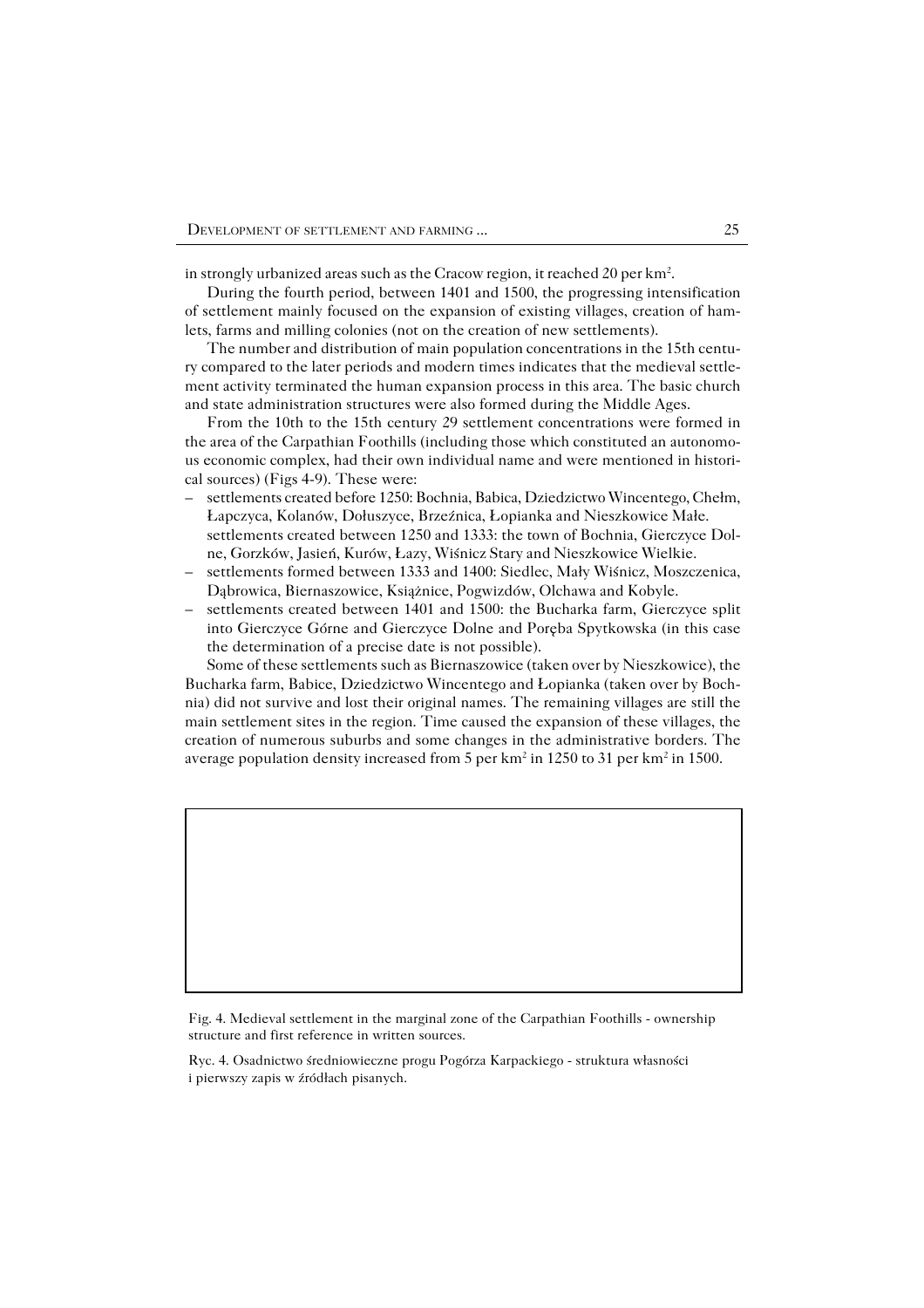in strongly urbanized areas such as the Cracow region, it reached 20 per km$^2$.

During the fourth period, between 1401 and 1500, the progressing intensification of settlement mainly focused on the expansion of existing villages, creation of hamlets, farms and milling colonies (not on the creation of new settlements).

The number and distribution of main population concentrations in the 15th century compared to the later periods and modern times indicates that the medieval settlement activity terminated the human expansion process in this area. The basic church and state administration structures were also formed during the Middle Ages.

From the 10th to the 15th century 29 settlement concentrations were formed in the area of the Carpathian Foothills (including those which constituted an autonomous economic complex, had their own individual name and were mentioned in historical sources) (Figs 4-9). These were:

- settlements created before 1250: Bochnia, Babica, Dziedzictwo Wincentego, Chełm, Łapczyca, Kolanów, Dołuszyce, Brzeźnica, Łopianka and Nieszkowice Małe. settlements created between 1250 and 1333: the town of Bochnia, Gierczyce Dolne, Gorzków, Jasień, Kurów, Łazy, Wiśnicz Stary and Nieszkowice Wielkie.
- settlements formed between 1333 and 1400: Siedlec, Mały Wiśnicz, Moszczenica, Dąbrowica, Biernaszowice, Książnice, Pogwizdów, Olchawa and Kobyle.
- settlements created between 1401 and 1500: the Bucharka farm, Gierczyce split into Gierczyce Górne and Gierczyce Dolne and Poręba Spytkowska (in this case the determination of a precise date is not possible).

Some of these settlements such as Biernaszowice (taken over by Nieszkowice), the Bucharka farm, Babice, Dziedzictwo Wincentego and Łopianka (taken over by Bochnia) did not survive and lost their original names. The remaining villages are still the main settlement sites in the region. Time caused the expansion of these villages, the creation of numerous suburbs and some changes in the administrative borders. The average population density increased from 5 per km$^2$ in 1250 to 31 per km$^2$ in 1500.

Fig. 4. Medieval settlement in the marginal zone of the Carpathian Foothills - ownership structure and first reference in written sources.

Ryc. 4. Osadnictwo średniowieczne progu Pogórza Karpackiego - struktura własności i pierwszy zapis w źródłach pisanych.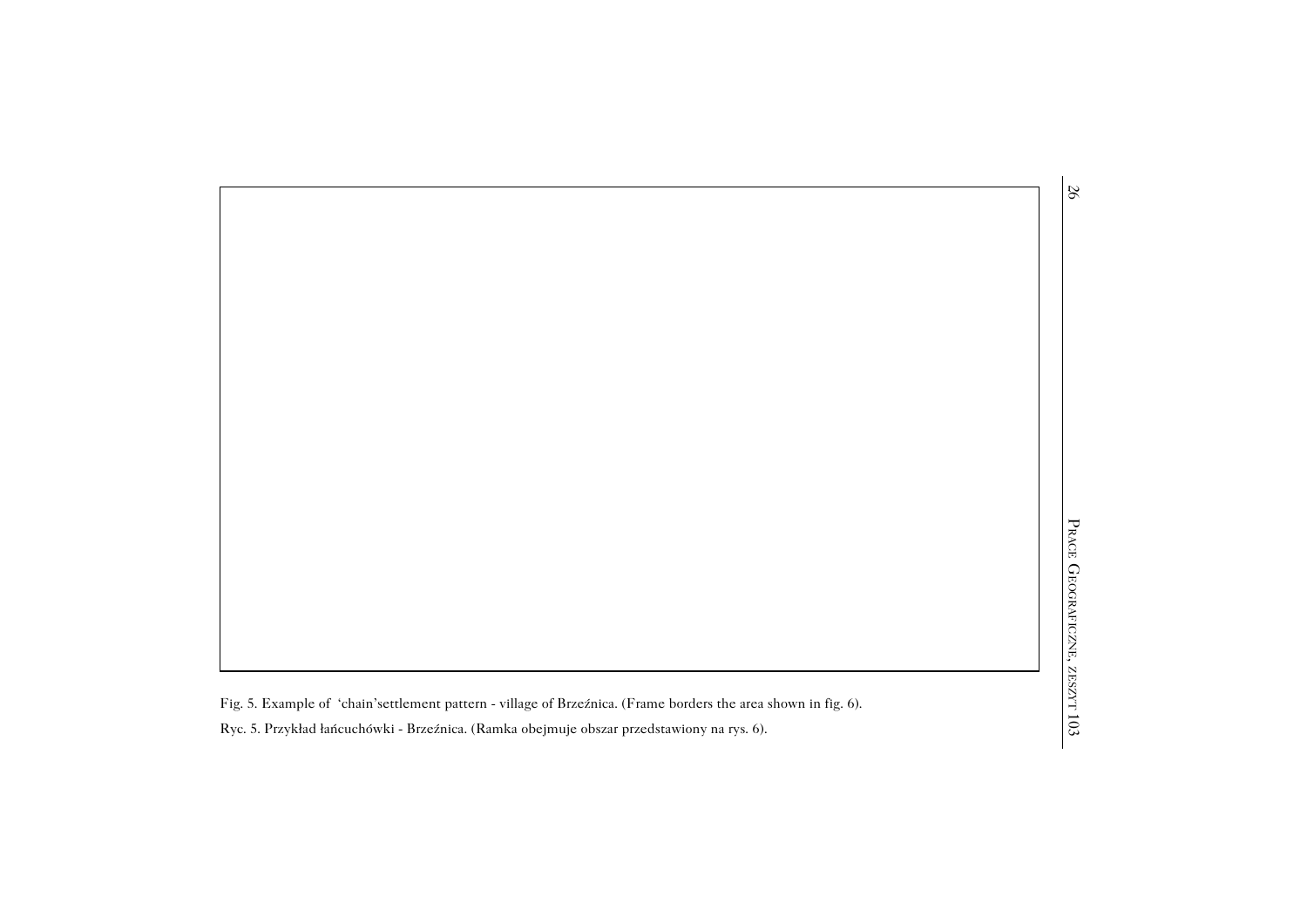Fig. 5. Example of 'chain'settlement pattern - village of Brzeźnica. (Frame borders the area shown in fig. 6).

Ryc. 5. Przykład łańcuchówki - Brzeźnica. (Ramka obejmuje obszar przedstawiony na rys. 6).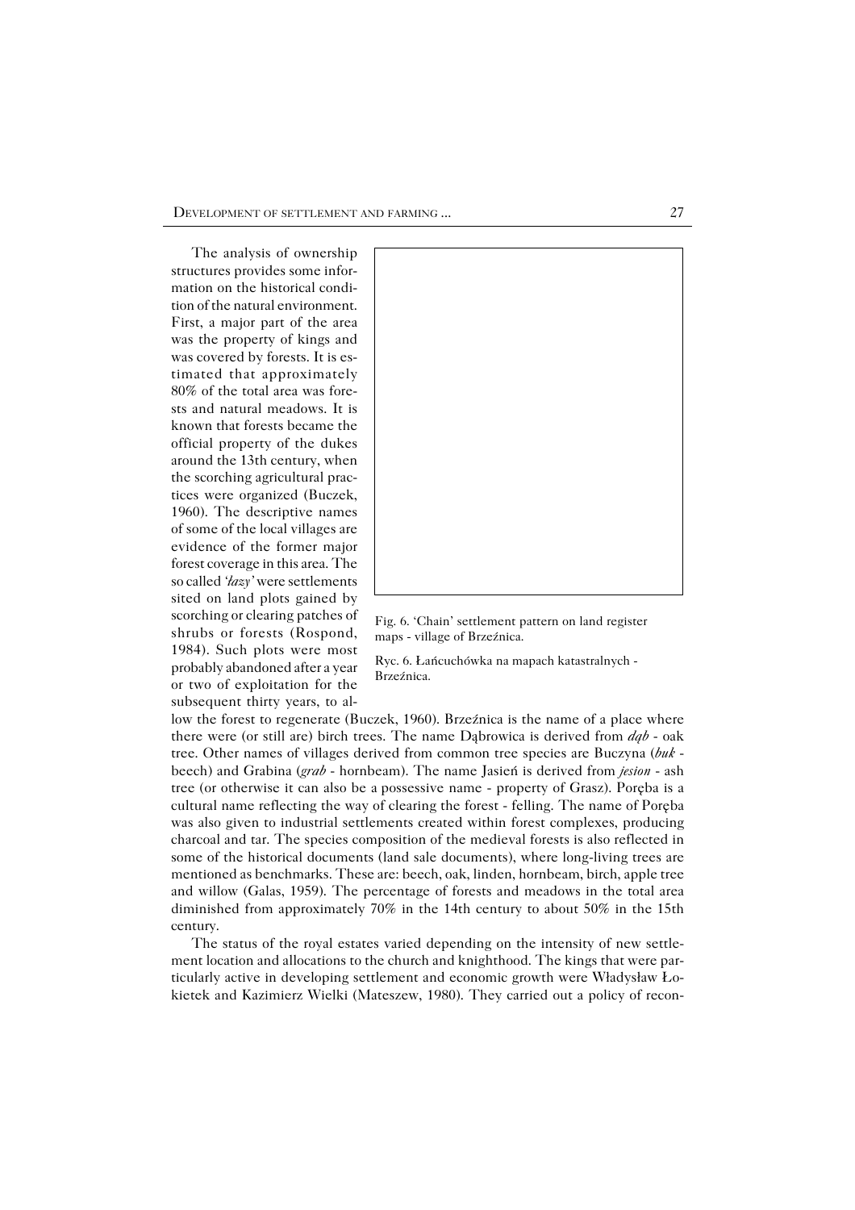The analysis of ownership structures provides some information on the historical condition of the natural environment. First, a major part of the area was the property of kings and was covered by forests. It is estimated that approximately 80% of the total area was forests and natural meadows. It is known that forests became the official property of the dukes around the 13th century, when the scorching agricultural practices were organized (Buczek, 1960). The descriptive names of some of the local villages are evidence of the former major forest coverage in this area. The so called '*łazy*' were settlements sited on land plots gained by scorching or clearing patches of shrubs or forests (Rospond, 1984). Such plots were most probably abandoned after a year or two of exploitation for the subsequent thirty years, to allow the forest to regenerate (Buczek, 1960). Brzeźnica is the name of a place where there were (or still are) birch trees. The name Dąbrowica is derived from *dąb* - oak tree. Other names of villages derived from common tree species are Buczyna (*buk* - beech) and Grabina (*grab* - hornbeam). The name Jasień is derived from *jesion* - ash tree (or otherwise it can also be a possessive name - property of Grasz). Poręba is a cultural name reflecting the way of clearing the forest - felling. The name of Poręba was also given to industrial settlements created within forest complexes, producing charcoal and tar. The species composition of the medieval forests is also reflected in some of the historical documents (land sale documents), where long-living trees are mentioned as benchmarks. These are: beech, oak, linden, hornbeam, birch, apple tree and willow (Galas, 1959). The percentage of forests and meadows in the total area diminished from approximately 70% in the 14th century to about 50% in the 15th century.

Fig. 6. 'Chain' settlement pattern on land register maps - village of Brzeźnica.

Ryc. 6. Łańcuchówka na mapach katastralnych - Brzeźnica.

The status of the royal estates varied depending on the intensity of new settlement location and allocations to the church and knighthood. The kings that were particularly active in developing settlement and economic growth were Władysław Łokietek and Kazimierz Wielki (Mateszew, 1980). They carried out a policy of recon-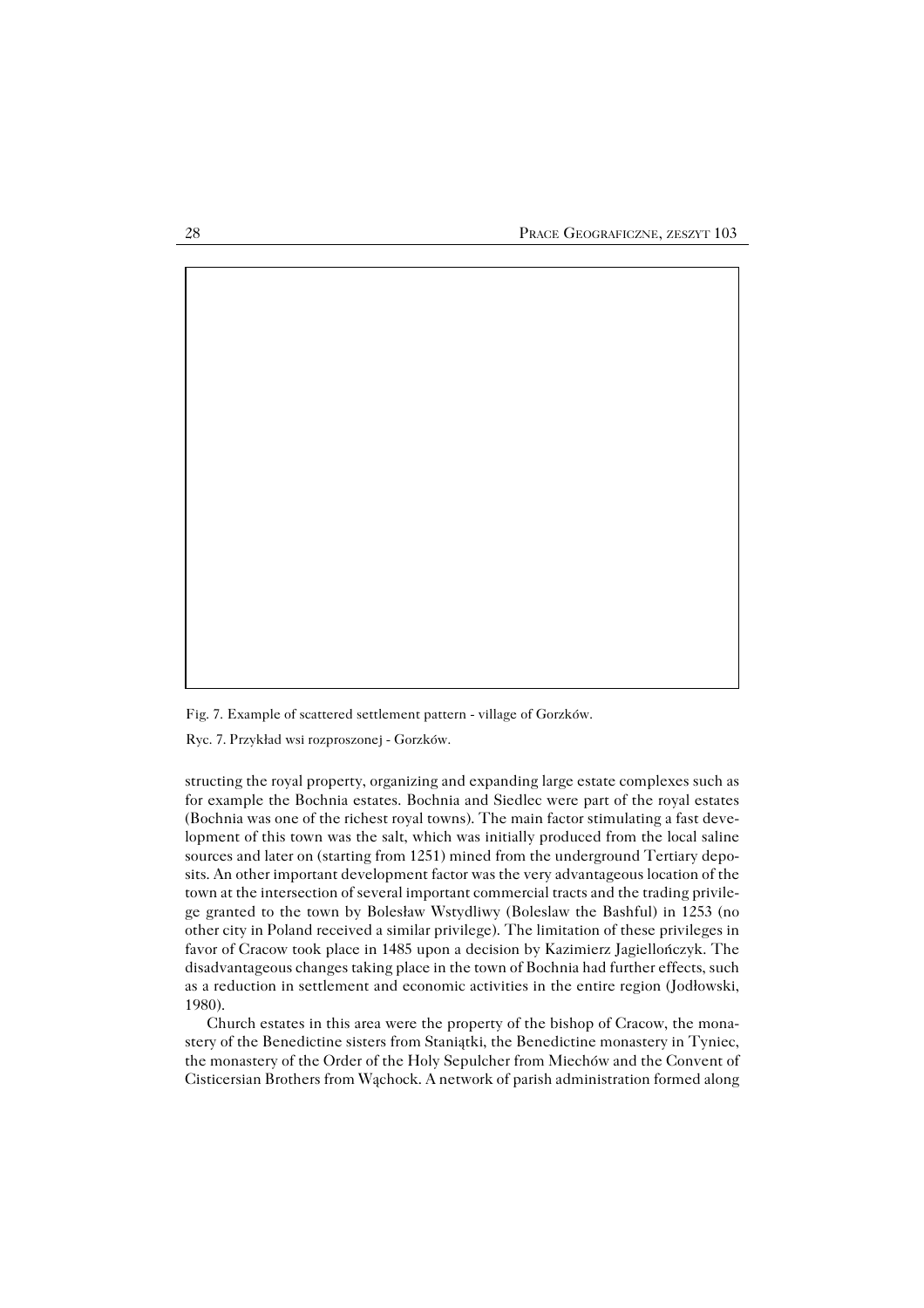Fig. 7. Example of scattered settlement pattern - village of Gorzków.

Ryc. 7. Przykład wsi rozproszonej - Gorzków.

structing the royal property, organizing and expanding large estate complexes such as for example the Bochnia estates. Bochnia and Siedlec were part of the royal estates (Bochnia was one of the richest royal towns). The main factor stimulating a fast development of this town was the salt, which was initially produced from the local saline sources and later on (starting from 1251) mined from the underground Tertiary deposits. An other important development factor was the very advantageous location of the town at the intersection of several important commercial tracts and the trading privilege granted to the town by Bolesław Wstydliwy (Boleslaw the Bashful) in 1253 (no other city in Poland received a similar privilege). The limitation of these privileges in favor of Cracow took place in 1485 upon a decision by Kazimierz Jagiellończyk. The disadvantageous changes taking place in the town of Bochnia had further effects, such as a reduction in settlement and economic activities in the entire region (Jodłowski, 1980).

Church estates in this area were the property of the bishop of Cracow, the monastery of the Benedictine sisters from Staniątki, the Benedictine monastery in Tyniec, the monastery of the Order of the Holy Sepulcher from Miechów and the Convent of Cisticersian Brothers from Wąchock. A network of parish administration formed along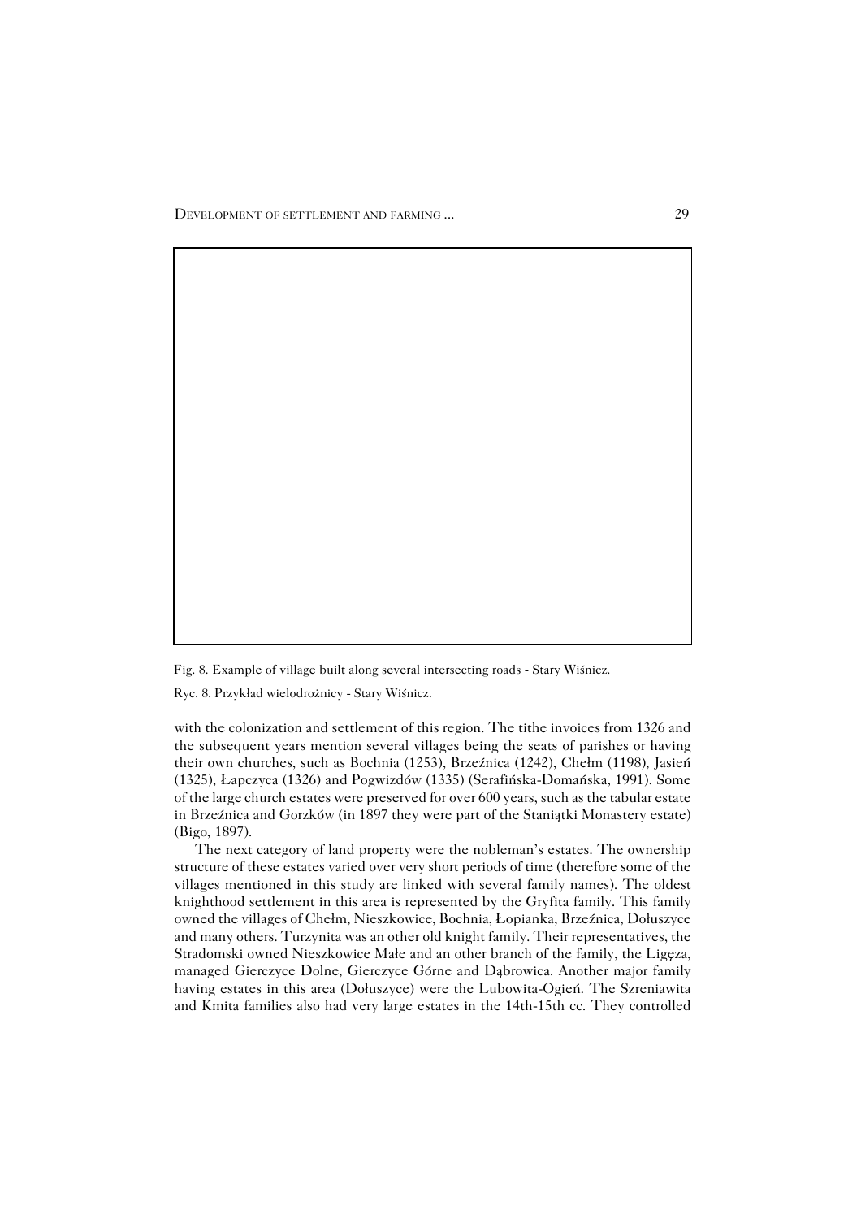Fig. 8. Example of village built along several intersecting roads - Stary Wiśnicz.

Ryc. 8. Przykład wielodrożnicy - Stary Wiśnicz.

with the colonization and settlement of this region. The tithe invoices from 1326 and the subsequent years mention several villages being the seats of parishes or having their own churches, such as Bochnia (1253), Brzeźnica (1242), Chełm (1198), Jasień (1325), Łapczyca (1326) and Pogwizdów (1335) (Serafińska-Domańska, 1991). Some of the large church estates were preserved for over 600 years, such as the tabular estate in Brzeźnica and Gorzków (in 1897 they were part of the Staniątki Monastery estate) (Bigo, 1897).

The next category of land property were the nobleman's estates. The ownership structure of these estates varied over very short periods of time (therefore some of the villages mentioned in this study are linked with several family names). The oldest knighthood settlement in this area is represented by the Gryfita family. This family owned the villages of Chełm, Nieszkowice, Bochnia, Łopianka, Brzeźnica, Dołuszyce and many others. Turzynita was an other old knight family. Their representatives, the Stradomski owned Nieszkowice Małe and an other branch of the family, the Ligęza, managed Gierczyce Dolne, Gierczyce Górne and Dąbrowica. Another major family having estates in this area (Dołuszyce) were the Lubowita-Ogień. The Szreniawita and Kmita families also had very large estates in the 14th-15th cc. They controlled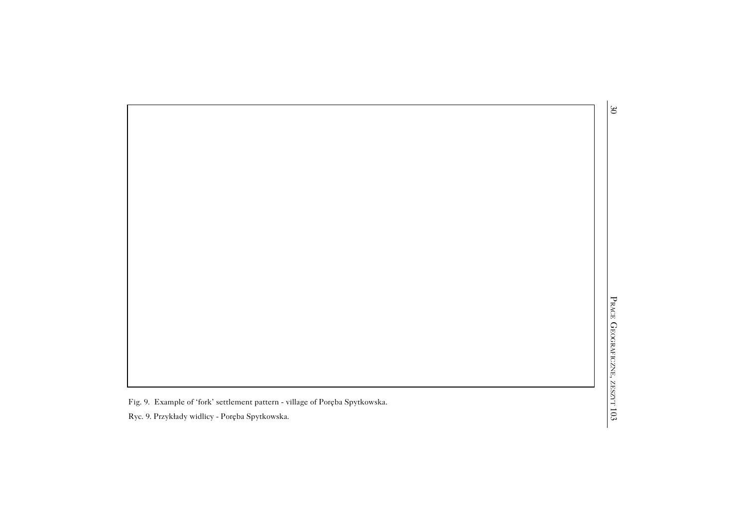Fig. 9. Example of 'fork' settlement pattern - village of Poręba Spytkowska.

Ryc. 9. Przykłady widlicy - Poręba Spytkowska.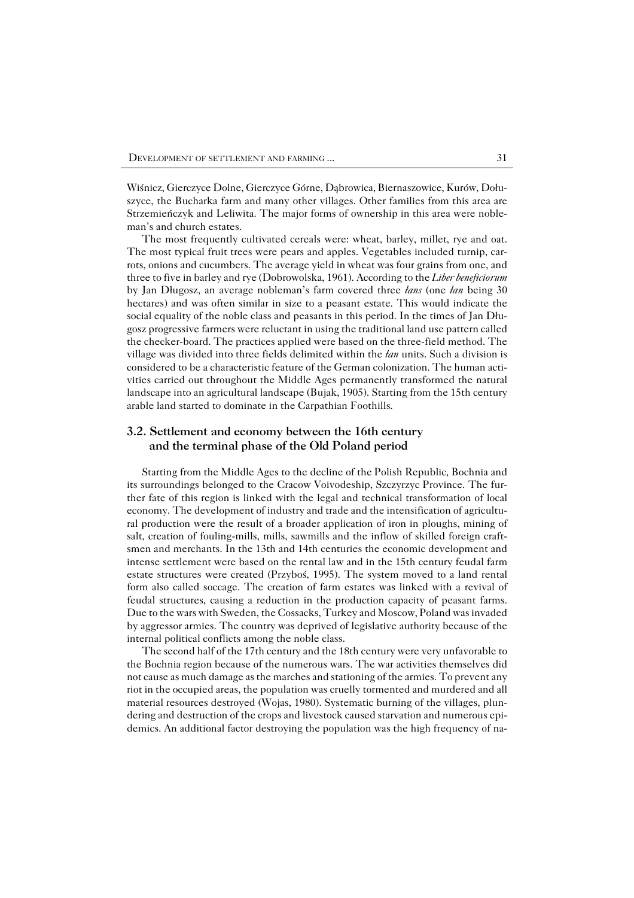Wiśnicz, Gierczyce Dolne, Gierczyce Górne, Dąbrowica, Biernaszowice, Kurów, Dołuszyce, the Bucharka farm and many other villages. Other families from this area are Strzemieńczyk and Leliwita. The major forms of ownership in this area were nobleman's and church estates.

The most frequently cultivated cereals were: wheat, barley, millet, rye and oat. The most typical fruit trees were pears and apples. Vegetables included turnip, carrots, onions and cucumbers. The average yield in wheat was four grains from one, and three to five in barley and rye (Dobrowolska, 1961). According to the *Liber beneficiorum* by Jan Długosz, an average nobleman's farm covered three *łans* (one *łan* being 30 hectares) and was often similar in size to a peasant estate. This would indicate the social equality of the noble class and peasants in this period. In the times of Jan Długosz progressive farmers were reluctant in using the traditional land use pattern called the checker-board. The practices applied were based on the three-field method. The village was divided into three fields delimited within the *łan* units. Such a division is considered to be a characteristic feature of the German colonization. The human activities carried out throughout the Middle Ages permanently transformed the natural landscape into an agricultural landscape (Bujak, 1905). Starting from the 15th century arable land started to dominate in the Carpathian Foothills.

## 3.2. Settlement and economy between the 16th century and the terminal phase of the Old Poland period

Starting from the Middle Ages to the decline of the Polish Republic, Bochnia and its surroundings belonged to the Cracow Voivodeship, Szczyrzyc Province. The further fate of this region is linked with the legal and technical transformation of local economy. The development of industry and trade and the intensification of agricultural production were the result of a broader application of iron in ploughs, mining of salt, creation of fouling-mills, mills, sawmills and the inflow of skilled foreign craftsmen and merchants. In the 13th and 14th centuries the economic development and intense settlement were based on the rental law and in the 15th century feudal farm estate structures were created (Przyboś, 1995). The system moved to a land rental form also called soccage. The creation of farm estates was linked with a revival of feudal structures, causing a reduction in the production capacity of peasant farms. Due to the wars with Sweden, the Cossacks, Turkey and Moscow, Poland was invaded by aggressor armies. The country was deprived of legislative authority because of the internal political conflicts among the noble class.

The second half of the 17th century and the 18th century were very unfavorable to the Bochnia region because of the numerous wars. The war activities themselves did not cause as much damage as the marches and stationing of the armies. To prevent any riot in the occupied areas, the population was cruelly tormented and murdered and all material resources destroyed (Wojas, 1980). Systematic burning of the villages, plundering and destruction of the crops and livestock caused starvation and numerous epidemics. An additional factor destroying the population was the high frequency of na-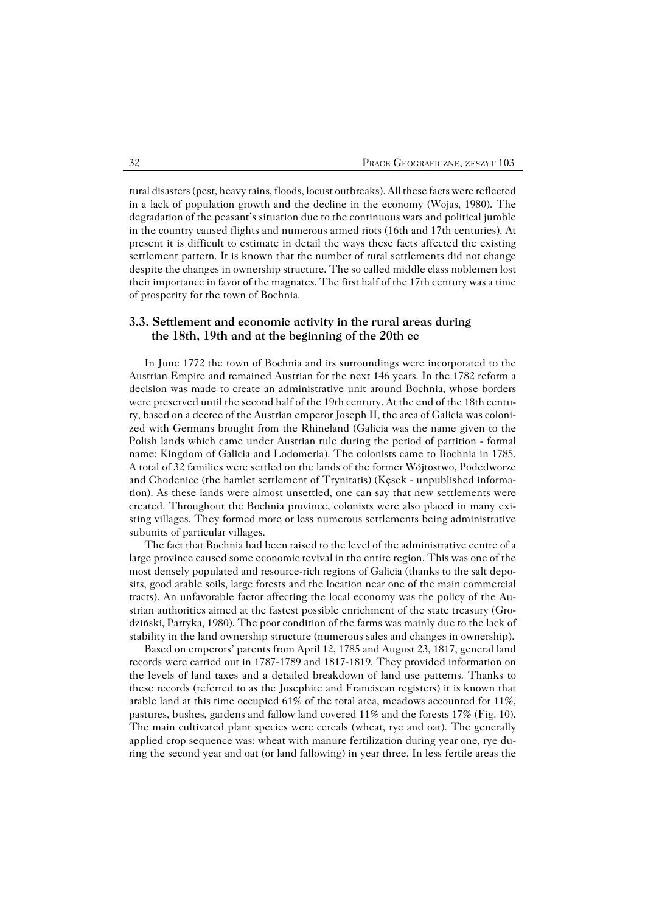tural disasters (pest, heavy rains, floods, locust outbreaks). All these facts were reflected in a lack of population growth and the decline in the economy (Wojas, 1980). The degradation of the peasant's situation due to the continuous wars and political jumble in the country caused flights and numerous armed riots (16th and 17th centuries). At present it is difficult to estimate in detail the ways these facts affected the existing settlement pattern. It is known that the number of rural settlements did not change despite the changes in ownership structure. The so called middle class noblemen lost their importance in favor of the magnates. The first half of the 17th century was a time of prosperity for the town of Bochnia.

### 3.3. Settlement and economic activity in the rural areas during the 18th, 19th and at the beginning of the 20th cc

In June 1772 the town of Bochnia and its surroundings were incorporated to the Austrian Empire and remained Austrian for the next 146 years. In the 1782 reform a decision was made to create an administrative unit around Bochnia, whose borders were preserved until the second half of the 19th century. At the end of the 18th century, based on a decree of the Austrian emperor Joseph II, the area of Galicia was colonized with Germans brought from the Rhineland (Galicia was the name given to the Polish lands which came under Austrian rule during the period of partition - formal name: Kingdom of Galicia and Lodomeria). The colonists came to Bochnia in 1785. A total of 32 families were settled on the lands of the former Wójtostwo, Podedworze and Chodenice (the hamlet settlement of Trynitatis) (Kęsek - unpublished information). As these lands were almost unsettled, one can say that new settlements were created. Throughout the Bochnia province, colonists were also placed in many existing villages. They formed more or less numerous settlements being administrative subunits of particular villages.

The fact that Bochnia had been raised to the level of the administrative centre of a large province caused some economic revival in the entire region. This was one of the most densely populated and resource-rich regions of Galicia (thanks to the salt deposits, good arable soils, large forests and the location near one of the main commercial tracts). An unfavorable factor affecting the local economy was the policy of the Austrian authorities aimed at the fastest possible enrichment of the state treasury (Grodziński, Partyka, 1980). The poor condition of the farms was mainly due to the lack of stability in the land ownership structure (numerous sales and changes in ownership).

Based on emperors' patents from April 12, 1785 and August 23, 1817, general land records were carried out in 1787-1789 and 1817-1819. They provided information on the levels of land taxes and a detailed breakdown of land use patterns. Thanks to these records (referred to as the Josephite and Franciscan registers) it is known that arable land at this time occupied 61% of the total area, meadows accounted for 11%, pastures, bushes, gardens and fallow land covered 11% and the forests 17% (Fig. 10). The main cultivated plant species were cereals (wheat, rye and oat). The generally applied crop sequence was: wheat with manure fertilization during year one, rye during the second year and oat (or land fallowing) in year three. In less fertile areas the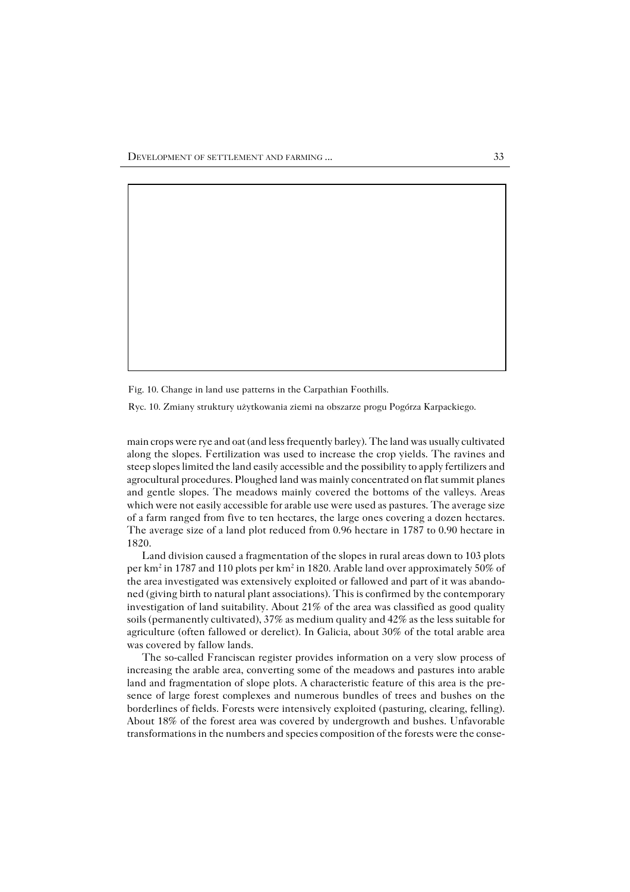Fig. 10. Change in land use patterns in the Carpathian Foothills.

Ryc. 10. Zmiany struktury użytkowania ziemi na obszarze progu Pogórza Karpackiego.

main crops were rye and oat (and less frequently barley). The land was usually cultivated along the slopes. Fertilization was used to increase the crop yields. The ravines and steep slopes limited the land easily accessible and the possibility to apply fertilizers and agrocultural procedures. Ploughed land was mainly concentrated on flat summit planes and gentle slopes. The meadows mainly covered the bottoms of the valleys. Areas which were not easily accessible for arable use were used as pastures. The average size of a farm ranged from five to ten hectares, the large ones covering a dozen hectares. The average size of a land plot reduced from 0.96 hectare in 1787 to 0.90 hectare in 1820.

Land division caused a fragmentation of the slopes in rural areas down to 103 plots per km$^2$ in 1787 and 110 plots per km$^2$ in 1820. Arable land over approximately 50% of the area investigated was extensively exploited or fallowed and part of it was abandoned (giving birth to natural plant associations). This is confirmed by the contemporary investigation of land suitability. About 21% of the area was classified as good quality soils (permanently cultivated), 37% as medium quality and 42% as the less suitable for agriculture (often fallowed or derelict). In Galicia, about 30% of the total arable area was covered by fallow lands.

The so-called Franciscan register provides information on a very slow process of increasing the arable area, converting some of the meadows and pastures into arable land and fragmentation of slope plots. A characteristic feature of this area is the presence of large forest complexes and numerous bundles of trees and bushes on the borderlines of fields. Forests were intensively exploited (pasturing, clearing, felling). About 18% of the forest area was covered by undergrowth and bushes. Unfavorable transformations in the numbers and species composition of the forests were the conse-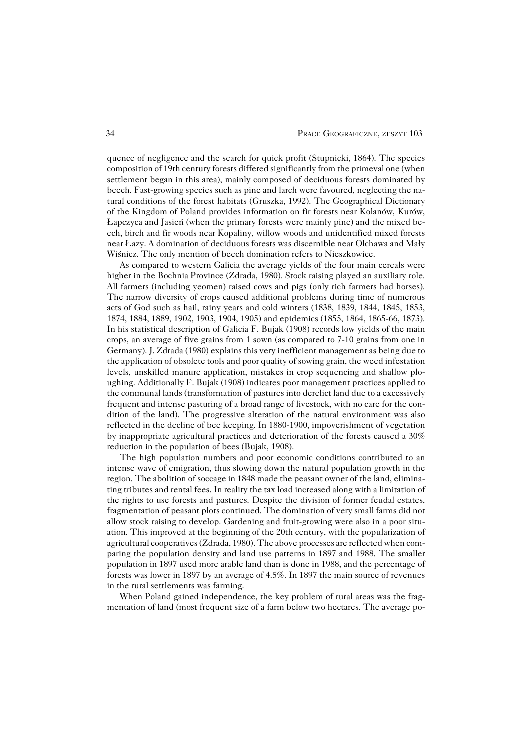quence of negligence and the search for quick profit (Stupnicki, 1864). The species composition of 19th century forests differed significantly from the primeval one (when settlement began in this area), mainly composed of deciduous forests dominated by beech. Fast-growing species such as pine and larch were favoured, neglecting the natural conditions of the forest habitats (Gruszka, 1992). The Geographical Dictionary of the Kingdom of Poland provides information on fir forests near Kolanów, Kurów, Łapczyca and Jasień (when the primary forests were mainly pine) and the mixed beech, birch and fir woods near Kopaliny, willow woods and unidentified mixed forests near Łazy. A domination of deciduous forests was discernible near Olchawa and Mały Wiśnicz. The only mention of beech domination refers to Nieszkowice.

As compared to western Galicia the average yields of the four main cereals were higher in the Bochnia Province (Zdrada, 1980). Stock raising played an auxiliary role. All farmers (including yeomen) raised cows and pigs (only rich farmers had horses). The narrow diversity of crops caused additional problems during time of numerous acts of God such as hail, rainy years and cold winters (1838, 1839, 1844, 1845, 1853, 1874, 1884, 1889, 1902, 1903, 1904, 1905) and epidemics (1855, 1864, 1865-66, 1873). In his statistical description of Galicia F. Bujak (1908) records low yields of the main crops, an average of five grains from 1 sown (as compared to 7-10 grains from one in Germany). J. Zdrada (1980) explains this very inefficient management as being due to the application of obsolete tools and poor quality of sowing grain, the weed infestation levels, unskilled manure application, mistakes in crop sequencing and shallow ploughing. Additionally F. Bujak (1908) indicates poor management practices applied to the communal lands (transformation of pastures into derelict land due to a excessively frequent and intense pasturing of a broad range of livestock, with no care for the condition of the land). The progressive alteration of the natural environment was also reflected in the decline of bee keeping. In 1880-1900, impoverishment of vegetation by inappropriate agricultural practices and deterioration of the forests caused a 30% reduction in the population of bees (Bujak, 1908).

The high population numbers and poor economic conditions contributed to an intense wave of emigration, thus slowing down the natural population growth in the region. The abolition of soccage in 1848 made the peasant owner of the land, eliminating tributes and rental fees. In reality the tax load increased along with a limitation of the rights to use forests and pastures. Despite the division of former feudal estates, fragmentation of peasant plots continued. The domination of very small farms did not allow stock raising to develop. Gardening and fruit-growing were also in a poor situation. This improved at the beginning of the 20th century, with the popularization of agricultural cooperatives (Zdrada, 1980). The above processes are reflected when comparing the population density and land use patterns in 1897 and 1988. The smaller population in 1897 used more arable land than is done in 1988, and the percentage of forests was lower in 1897 by an average of 4.5%. In 1897 the main source of revenues in the rural settlements was farming.

When Poland gained independence, the key problem of rural areas was the fragmentation of land (most frequent size of a farm below two hectares. The average po-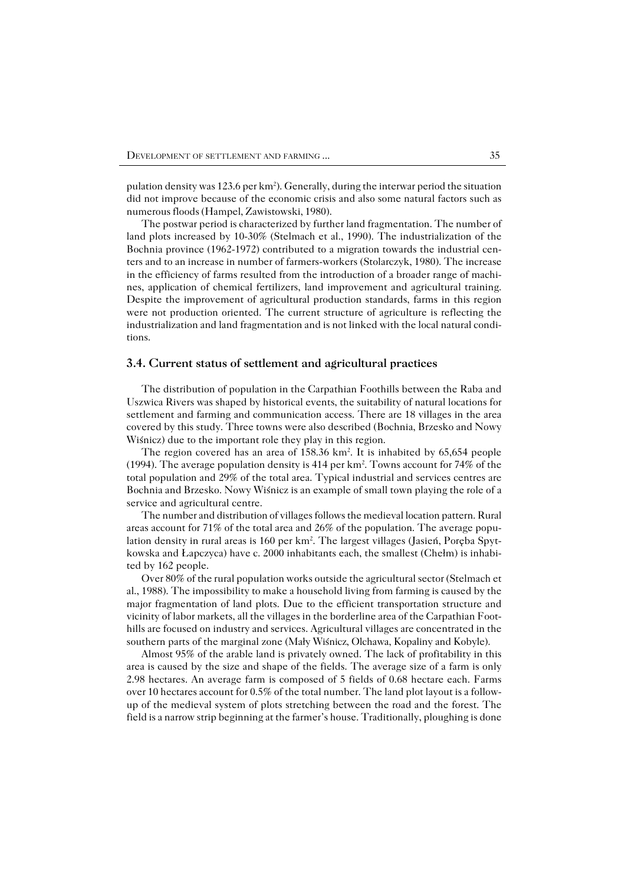pulation density was 123.6 per km$^2$). Generally, during the interwar period the situation did not improve because of the economic crisis and also some natural factors such as numerous floods (Hampel, Zawistowski, 1980).

The postwar period is characterized by further land fragmentation. The number of land plots increased by 10-30% (Stelmach et al., 1990). The industrialization of the Bochnia province (1962-1972) contributed to a migration towards the industrial centers and to an increase in number of farmers-workers (Stolarczyk, 1980). The increase in the efficiency of farms resulted from the introduction of a broader range of machines, application of chemical fertilizers, land improvement and agricultural training. Despite the improvement of agricultural production standards, farms in this region were not production oriented. The current structure of agriculture is reflecting the industrialization and land fragmentation and is not linked with the local natural conditions.

### 3.4. Current status of settlement and agricultural practices

The distribution of population in the Carpathian Foothills between the Raba and Uszwica Rivers was shaped by historical events, the suitability of natural locations for settlement and farming and communication access. There are 18 villages in the area covered by this study. Three towns were also described (Bochnia, Brzesko and Nowy Wiśnicz) due to the important role they play in this region.

The region covered has an area of 158.36 km$^2$. It is inhabited by 65,654 people (1994). The average population density is 414 per km$^2$. Towns account for 74% of the total population and 29% of the total area. Typical industrial and services centres are Bochnia and Brzesko. Nowy Wiśnicz is an example of small town playing the role of a service and agricultural centre.

The number and distribution of villages follows the medieval location pattern. Rural areas account for 71% of the total area and 26% of the population. The average population density in rural areas is 160 per km$^2$. The largest villages (Jasień, Poręba Spytkowska and Łapczyca) have c. 2000 inhabitants each, the smallest (Chełm) is inhabited by 162 people.

Over 80% of the rural population works outside the agricultural sector (Stelmach et al., 1988). The impossibility to make a household living from farming is caused by the major fragmentation of land plots. Due to the efficient transportation structure and vicinity of labor markets, all the villages in the borderline area of the Carpathian Foothills are focused on industry and services. Agricultural villages are concentrated in the southern parts of the marginal zone (Mały Wiśnicz, Olchawa, Kopaliny and Kobyle).

Almost 95% of the arable land is privately owned. The lack of profitability in this area is caused by the size and shape of the fields. The average size of a farm is only 2.98 hectares. An average farm is composed of 5 fields of 0.68 hectare each. Farms over 10 hectares account for 0.5% of the total number. The land plot layout is a follow-up of the medieval system of plots stretching between the road and the forest. The field is a narrow strip beginning at the farmer's house. Traditionally, ploughing is done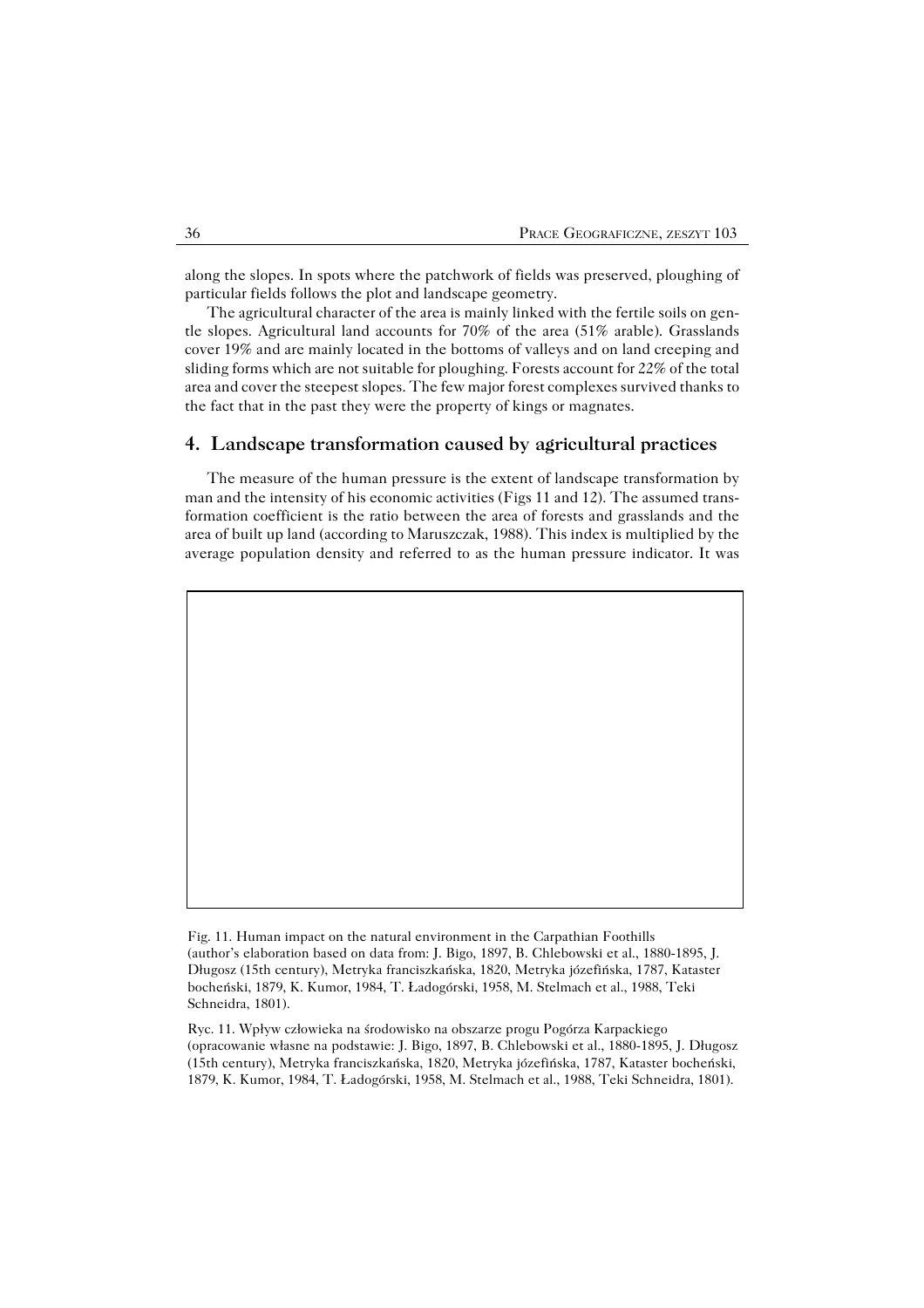along the slopes. In spots where the patchwork of fields was preserved, ploughing of particular fields follows the plot and landscape geometry.

The agricultural character of the area is mainly linked with the fertile soils on gentle slopes. Agricultural land accounts for 70% of the area (51% arable). Grasslands cover 19% and are mainly located in the bottoms of valleys and on land creeping and sliding forms which are not suitable for ploughing. Forests account for 22% of the total area and cover the steepest slopes. The few major forest complexes survived thanks to the fact that in the past they were the property of kings or magnates.

## 4. Landscape transformation caused by agricultural practices

The measure of the human pressure is the extent of landscape transformation by man and the intensity of his economic activities (Figs 11 and 12). The assumed transformation coefficient is the ratio between the area of forests and grasslands and the area of built up land (according to Maruszczak, 1988). This index is multiplied by the average population density and referred to as the human pressure indicator. It was

Fig. 11. Human impact on the natural environment in the Carpathian Foothills (author's elaboration based on data from: J. Bigo, 1897, B. Chlebowski et al., 1880-1895, J. Długosz (15th century), Metryka franciszkańska, 1820, Metryka józefińska, 1787, Kataster bocheński, 1879, K. Kumor, 1984, T. Ładogórski, 1958, M. Stelmach et al., 1988, Teki Schneidra, 1801).

Ryc. 11. Wpływ człowieka na środowisko na obszarze progu Pogórza Karpackiego (opracowanie własne na podstawie: J. Bigo, 1897, B. Chlebowski et al., 1880-1895, J. Długosz (15th century), Metryka franciszkańska, 1820, Metryka józefińska, 1787, Kataster bocheński, 1879, K. Kumor, 1984, T. Ładogórski, 1958, M. Stelmach et al., 1988, Teki Schneidra, 1801).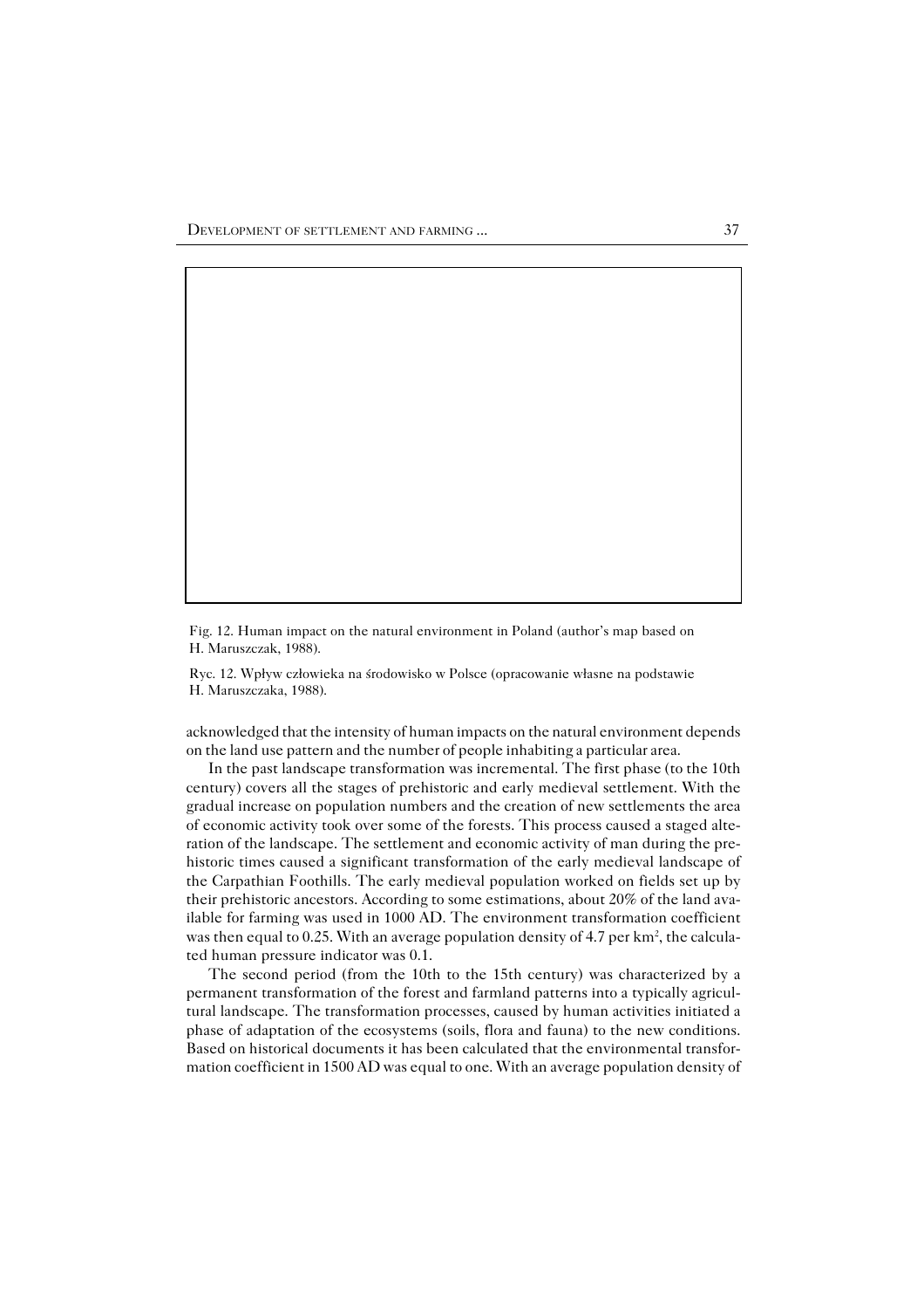Fig. 12. Human impact on the natural environment in Poland (author's map based on H. Maruszczak, 1988).

Ryc. 12. Wpływ człowieka na środowisko w Polsce (opracowanie własne na podstawie H. Maruszczaka, 1988).

acknowledged that the intensity of human impacts on the natural environment depends on the land use pattern and the number of people inhabiting a particular area.

In the past landscape transformation was incremental. The first phase (to the 10th century) covers all the stages of prehistoric and early medieval settlement. With the gradual increase on population numbers and the creation of new settlements the area of economic activity took over some of the forests. This process caused a staged alteration of the landscape. The settlement and economic activity of man during the prehistoric times caused a significant transformation of the early medieval landscape of the Carpathian Foothills. The early medieval population worked on fields set up by their prehistoric ancestors. According to some estimations, about 20% of the land available for farming was used in 1000 AD. The environment transformation coefficient was then equal to 0.25. With an average population density of 4.7 per km$^2$, the calculated human pressure indicator was 0.1.

The second period (from the 10th to the 15th century) was characterized by a permanent transformation of the forest and farmland patterns into a typically agricultural landscape. The transformation processes, caused by human activities initiated a phase of adaptation of the ecosystems (soils, flora and fauna) to the new conditions. Based on historical documents it has been calculated that the environmental transformation coefficient in 1500 AD was equal to one. With an average population density of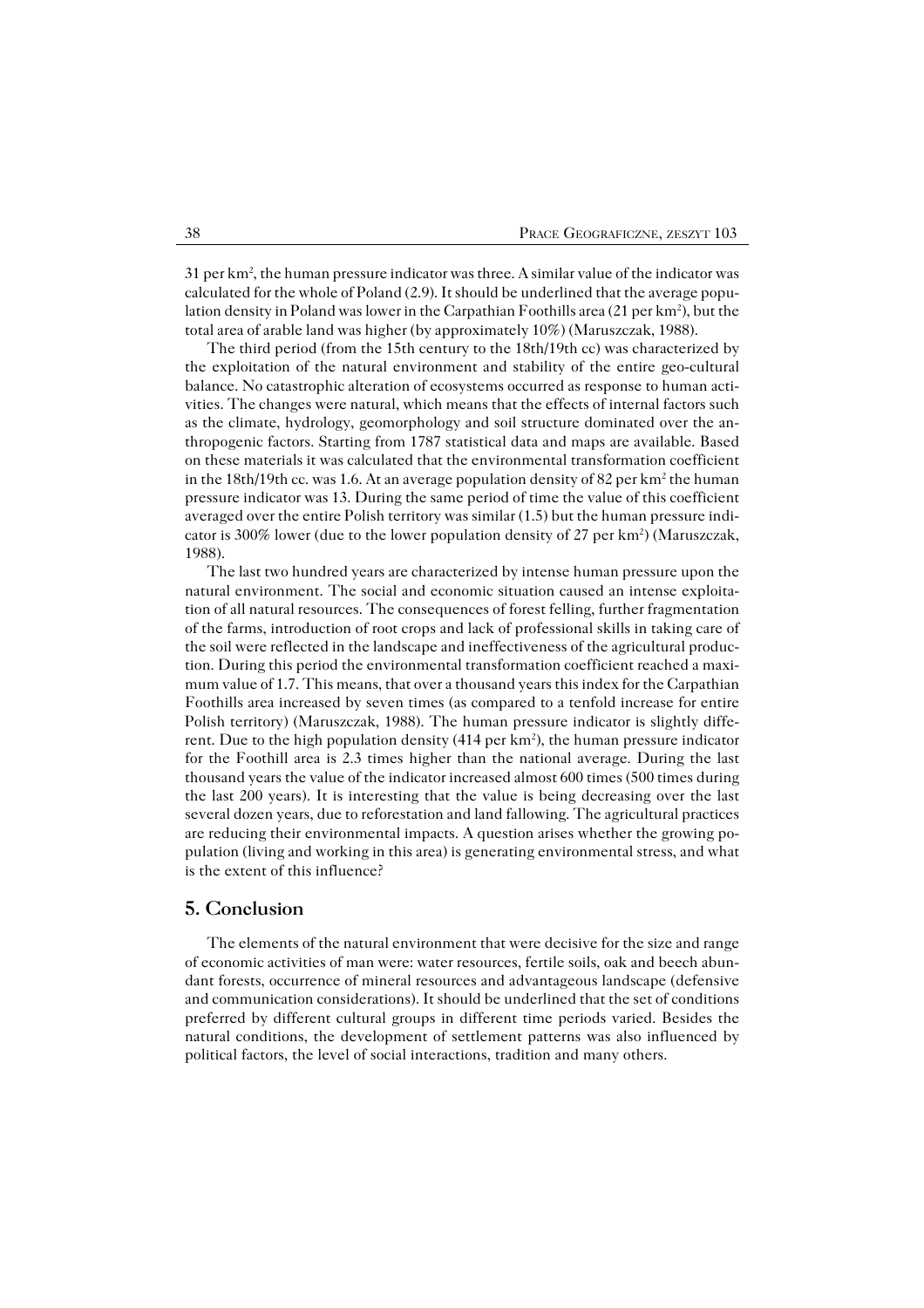31 per km$^2$, the human pressure indicator was three. A similar value of the indicator was calculated for the whole of Poland (2.9). It should be underlined that the average population density in Poland was lower in the Carpathian Foothills area (21 per km$^2$), but the total area of arable land was higher (by approximately 10%) (Maruszczak, 1988).

The third period (from the 15th century to the 18th/19th cc) was characterized by the exploitation of the natural environment and stability of the entire geo-cultural balance. No catastrophic alteration of ecosystems occurred as response to human activities. The changes were natural, which means that the effects of internal factors such as the climate, hydrology, geomorphology and soil structure dominated over the anthropogenic factors. Starting from 1787 statistical data and maps are available. Based on these materials it was calculated that the environmental transformation coefficient in the 18th/19th cc. was 1.6. At an average population density of 82 per km$^2$ the human pressure indicator was 13. During the same period of time the value of this coefficient averaged over the entire Polish territory was similar (1.5) but the human pressure indicator is 300% lower (due to the lower population density of 27 per km$^2$) (Maruszczak, 1988).

The last two hundred years are characterized by intense human pressure upon the natural environment. The social and economic situation caused an intense exploitation of all natural resources. The consequences of forest felling, further fragmentation of the farms, introduction of root crops and lack of professional skills in taking care of the soil were reflected in the landscape and ineffectiveness of the agricultural production. During this period the environmental transformation coefficient reached a maximum value of 1.7. This means, that over a thousand years this index for the Carpathian Foothills area increased by seven times (as compared to a tenfold increase for entire Polish territory) (Maruszczak, 1988). The human pressure indicator is slightly different. Due to the high population density (414 per km$^2$), the human pressure indicator for the Foothill area is 2.3 times higher than the national average. During the last thousand years the value of the indicator increased almost 600 times (500 times during the last 200 years). It is interesting that the value is being decreasing over the last several dozen years, due to reforestation and land fallowing. The agricultural practices are reducing their environmental impacts. A question arises whether the growing population (living and working in this area) is generating environmental stress, and what is the extent of this influence?

## 5. Conclusion

The elements of the natural environment that were decisive for the size and range of economic activities of man were: water resources, fertile soils, oak and beech abundant forests, occurrence of mineral resources and advantageous landscape (defensive and communication considerations). It should be underlined that the set of conditions preferred by different cultural groups in different time periods varied. Besides the natural conditions, the development of settlement patterns was also influenced by political factors, the level of social interactions, tradition and many others.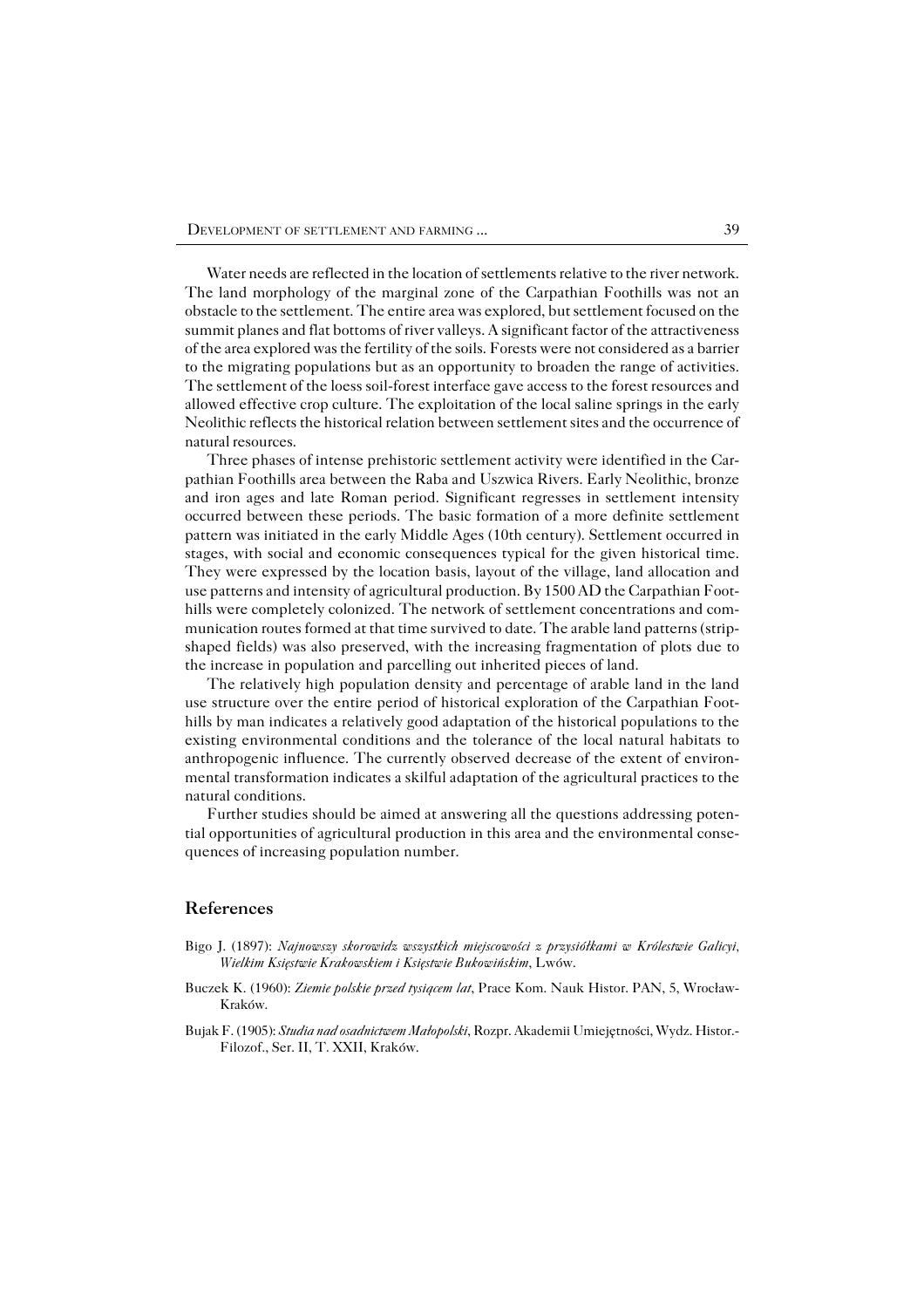Water needs are reflected in the location of settlements relative to the river network. The land morphology of the marginal zone of the Carpathian Foothills was not an obstacle to the settlement. The entire area was explored, but settlement focused on the summit planes and flat bottoms of river valleys. A significant factor of the attractiveness of the area explored was the fertility of the soils. Forests were not considered as a barrier to the migrating populations but as an opportunity to broaden the range of activities. The settlement of the loess soil-forest interface gave access to the forest resources and allowed effective crop culture. The exploitation of the local saline springs in the early Neolithic reflects the historical relation between settlement sites and the occurrence of natural resources.

Three phases of intense prehistoric settlement activity were identified in the Carpathian Foothills area between the Raba and Uszwica Rivers. Early Neolithic, bronze and iron ages and late Roman period. Significant regresses in settlement intensity occurred between these periods. The basic formation of a more definite settlement pattern was initiated in the early Middle Ages (10th century). Settlement occurred in stages, with social and economic consequences typical for the given historical time. They were expressed by the location basis, layout of the village, land allocation and use patterns and intensity of agricultural production. By 1500 AD the Carpathian Foothills were completely colonized. The network of settlement concentrations and communication routes formed at that time survived to date. The arable land patterns (strip-shaped fields) was also preserved, with the increasing fragmentation of plots due to the increase in population and parcelling out inherited pieces of land.

The relatively high population density and percentage of arable land in the land use structure over the entire period of historical exploration of the Carpathian Foothills by man indicates a relatively good adaptation of the historical populations to the existing environmental conditions and the tolerance of the local natural habitats to anthropogenic influence. The currently observed decrease of the extent of environmental transformation indicates a skilful adaptation of the agricultural practices to the natural conditions.

Further studies should be aimed at answering all the questions addressing potential opportunities of agricultural production in this area and the environmental consequences of increasing population number.

## References

Bigo J. (1897): *Najnowszy skorowidz wszystkich miejscowości z przysiółkami w Królestwie Galicyi, Wielkim Księstwie Krakowskiem i Księstwie Bukowińskim*, Lwów.

Buczek K. (1960): *Ziemie polskie przed tysiącem lat*, Prace Kom. Nauk Histor. PAN, 5, Wrocław-Kraków.

Bujak F. (1905): *Studia nad osadnictwem Małopolski*, Rozpr. Akademii Umiejętności, Wydz. Histor.-Filozof., Ser. II, T. XXII, Kraków.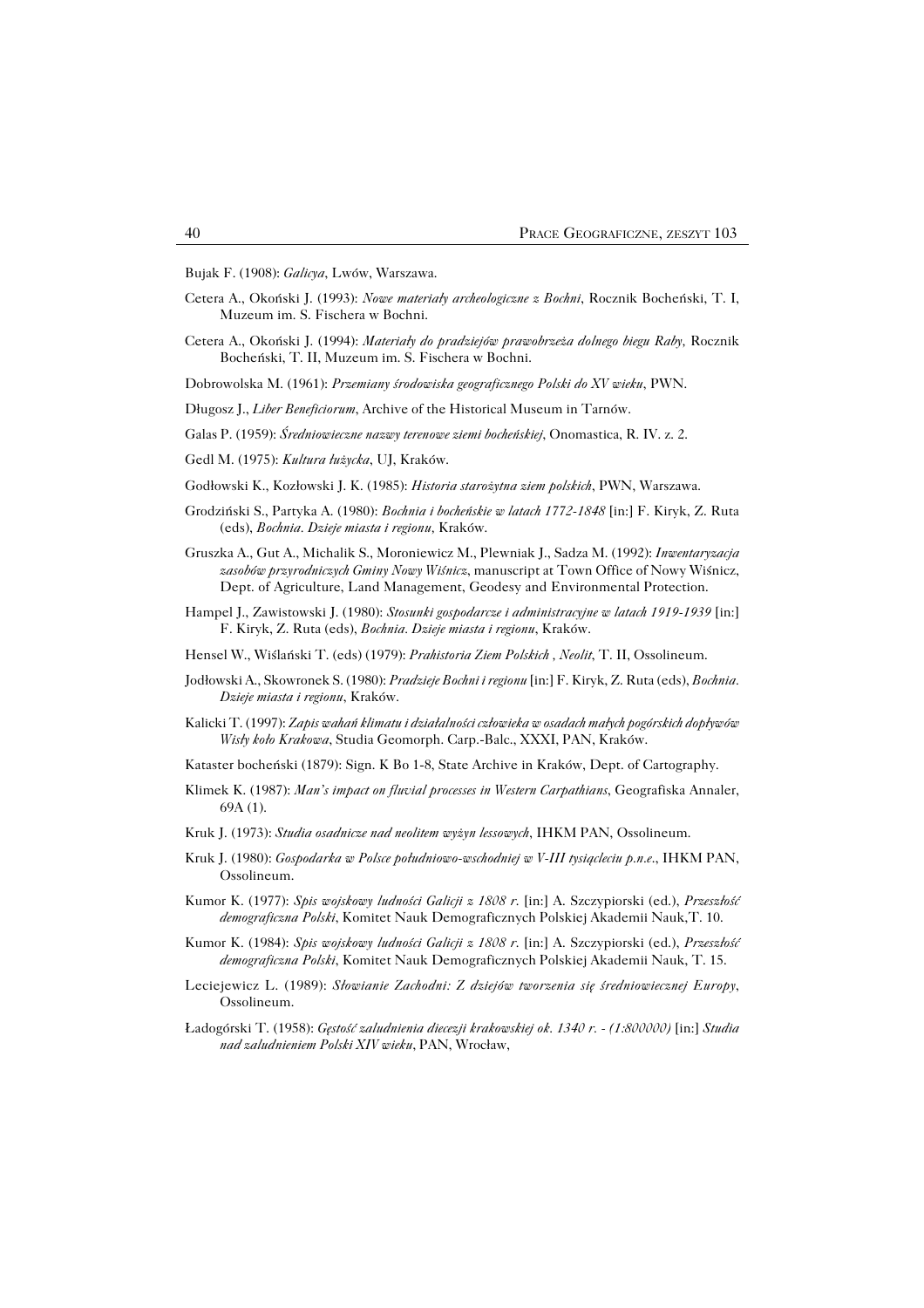Bujak F. (1908): *Galicya*, Lwów, Warszawa.

Cetera A., Okoński J. (1993): *Nowe materiały archeologiczne z Bochni*, Rocznik Bocheński, T. I, Muzeum im. S. Fischera w Bochni.

Cetera A., Okoński J. (1994): *Materiały do pradziejów prawobrzeża dolnego biegu Raby,* Rocznik Bocheński, T. II, Muzeum im. S. Fischera w Bochni.

Dobrowolska M. (1961): *Przemiany środowiska geograficznego Polski do XV wieku*, PWN.

Długosz J., *Liber Beneficiorum*, Archive of the Historical Museum in Tarnów.

Galas P. (1959): *Średniowieczne nazwy terenowe ziemi bocheńskiej*, Onomastica, R. IV. z. 2.

Gedl M. (1975): *Kultura łużycka*, UJ, Kraków.

Godłowski K., Kozłowski J. K. (1985): *Historia starożytna ziem polskich*, PWN, Warszawa.

Grodziński S., Partyka A. (1980): *Bochnia i bocheńskie w latach 1772-1848* [in:] F. Kiryk, Z. Ruta (eds), *Bochnia. Dzieje miasta i regionu,* Kraków.

Gruszka A., Gut A., Michalik S., Moroniewicz M., Plewniak J., Sadza M. (1992): *Inwentaryzacja zasobów przyrodniczych Gminy Nowy Wiśnicz*, manuscript at Town Office of Nowy Wiśnicz, Dept. of Agriculture, Land Management, Geodesy and Environmental Protection.

Hampel J., Zawistowski J. (1980): *Stosunki gospodarcze i administracyjne w latach 1919-1939* [in:] F. Kiryk, Z. Ruta (eds), *Bochnia. Dzieje miasta i regionu*, Kraków.

Hensel W., Wiślański T. (eds) (1979): *Prahistoria Ziem Polskich , Neolit*, T. II, Ossolineum.

Jodłowski A., Skowronek S. (1980): *Pradzieje Bochni i regionu* [in:] F. Kiryk, Z. Ruta (eds), *Bochnia. Dzieje miasta i regionu*, Kraków.

Kalicki T. (1997): *Zapis wahań klimatu i działalności człowieka w osadach małych pogórskich dopływów Wisły koło Krakowa*, Studia Geomorph. Carp.-Balc., XXXI, PAN, Kraków.

Kataster bocheński (1879): Sign. K Bo 1-8, State Archive in Kraków, Dept. of Cartography.

Klimek K. (1987): *Man's impact on fluvial processes in Western Carpathians*, Geografiska Annaler, 69A (1).

Kruk J. (1973): *Studia osadnicze nad neolitem wyżyn lessowych*, IHKM PAN, Ossolineum.

Kruk J. (1980): *Gospodarka w Polsce południowo-wschodniej w V-III tysiącleciu p.n.e.*, IHKM PAN, Ossolineum.

Kumor K. (1977): *Spis wojskowy ludności Galicji z 1808 r.* [in:] A. Szczypiorski (ed.), *Przeszłość demograficzna Polski*, Komitet Nauk Demograficznych Polskiej Akademii Nauk,T. 10.

Kumor K. (1984): *Spis wojskowy ludności Galicji z 1808 r.* [in:] A. Szczypiorski (ed.), *Przeszłość demograficzna Polski*, Komitet Nauk Demograficznych Polskiej Akademii Nauk, T. 15.

Leciejewicz L. (1989): *Słowianie Zachodni: Z dziejów tworzenia się średniowiecznej Europy*, Ossolineum.

Ładogórski T. (1958): *Gęstość zaludnienia diecezji krakowskiej ok. 1340 r. - (1:800000)* [in:] *Studia nad zaludnieniem Polski XIV wieku*, PAN, Wrocław,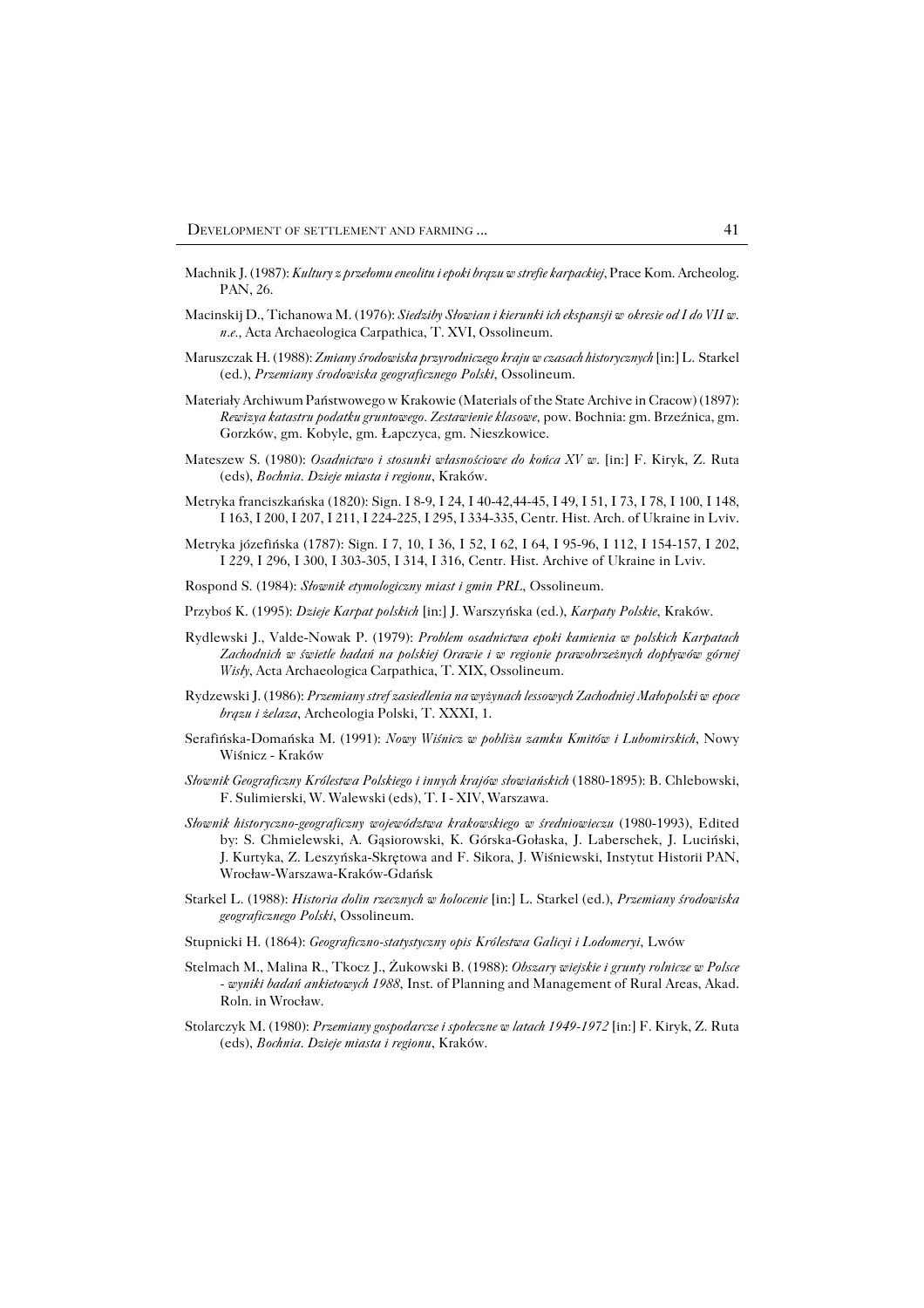Machnik J. (1987): *Kultury z przełomu eneolitu i epoki brązu w strefie karpackiej*, Prace Kom. Archeolog. PAN, 26.

Macinskij D., Tichanowa M. (1976): *Siedziby Słowian i kierunki ich ekspansji w okresie od I do VII w. n.e.*, Acta Archaeologica Carpathica, T. XVI, Ossolineum.

Maruszczak H. (1988): *Zmiany środowiska przyrodniczego kraju w czasach historycznych* [in:] L. Starkel (ed.), *Przemiany środowiska geograficznego Polski*, Ossolineum.

Materiały Archiwum Państwowego w Krakowie (Materials of the State Archive in Cracow) (1897): *Rewizya katastru podatku gruntowego. Zestawienie klasowe*, pow. Bochnia: gm. Brzeźnica, gm. Gorzków, gm. Kobyle, gm. Łapczyca, gm. Nieszkowice.

Mateszew S. (1980): *Osadnictwo i stosunki własnościowe do końca XV w.* [in:] F. Kiryk, Z. Ruta (eds), *Bochnia. Dzieje miasta i regionu*, Kraków.

Metryka franciszkańska (1820): Sign. I 8-9, I 24, I 40-42,44-45, I 49, I 51, I 73, I 78, I 100, I 148, I 163, I 200, I 207, I 211, I 224-225, I 295, I 334-335, Centr. Hist. Arch. of Ukraine in Lviv.

Metryka józefińska (1787): Sign. I 7, 10, I 36, I 52, I 62, I 64, I 95-96, I 112, I 154-157, I 202, I 229, I 296, I 300, I 303-305, I 314, I 316, Centr. Hist. Archive of Ukraine in Lviv.

Rospond S. (1984): *Słownik etymologiczny miast i gmin PRL*, Ossolineum.

Przyboś K. (1995): *Dzieje Karpat polskich* [in:] J. Warszyńska (ed.), *Karpaty Polskie*, Kraków.

Rydlewski J., Valde-Nowak P. (1979): *Problem osadnictwa epoki kamienia w polskich Karpatach Zachodnich w świetle badań na polskiej Orawie i w regionie prawobrzeżnych dopływów górnej Wisły*, Acta Archaeologica Carpathica, T. XIX, Ossolineum.

Rydzewski J. (1986): *Przemiany stref zasiedlenia na wyżynach lessowych Zachodniej Małopolski w epoce brązu i żelaza*, Archeologia Polski, T. XXXI, 1.

Serafińska-Domańska M. (1991): *Nowy Wiśnicz w pobliżu zamku Kmitów i Lubomirskich*, Nowy Wiśnicz - Kraków

*Słownik Geograficzny Królestwa Polskiego i innych krajów słowiańskich* (1880-1895): B. Chlebowski, F. Sulimierski, W. Walewski (eds), T. I - XIV, Warszawa.

*Słownik historyczno-geograficzny województwa krakowskiego w średniowieczu* (1980-1993), Edited by: S. Chmielewski, A. Gąsiorowski, K. Górska-Gołaska, J. Laberschek, J. Luciński, J. Kurtyka, Z. Leszyńska-Skrętowa and F. Sikora, J. Wiśniewski, Instytut Historii PAN, Wrocław-Warszawa-Kraków-Gdańsk

Starkel L. (1988): *Historia dolin rzecznych w holocenie* [in:] L. Starkel (ed.), *Przemiany środowiska geograficznego Polski*, Ossolineum.

Stupnicki H. (1864): *Geograficzno-statystyczny opis Królestwa Galicyi i Lodomeryi*, Lwów

Stelmach M., Malina R., Tkocz J., Żukowski B. (1988): *Obszary wiejskie i grunty rolnicze w Polsce - wyniki badań ankietowych 1988*, Inst. of Planning and Management of Rural Areas, Akad. Roln. in Wrocław.

Stolarczyk M. (1980): *Przemiany gospodarcze i społeczne w latach 1949-1972* [in:] F. Kiryk, Z. Ruta (eds), *Bochnia. Dzieje miasta i regionu*, Kraków.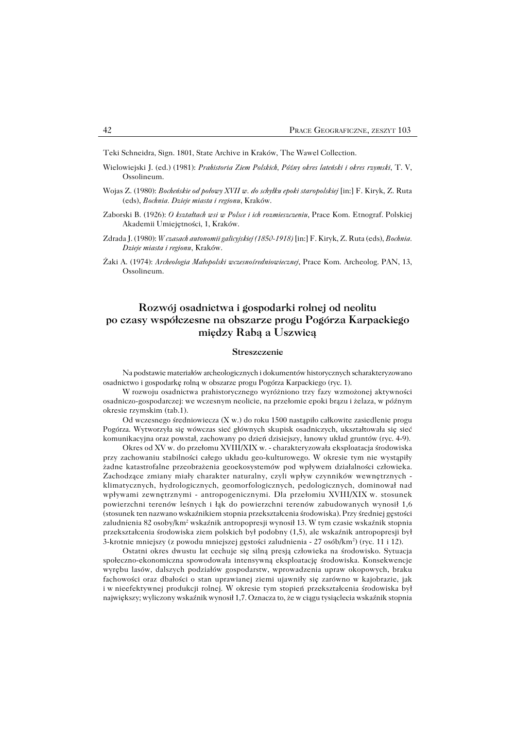Teki Schneidra, Sign. 1801, State Archive in Kraków, The Wawel Collection.

Wielowiejski J. (ed.) (1981): *Prahistoria Ziem Polskich, Późny okres lateński i okres rzymski*, T. V, Ossolineum.

Wojas Z. (1980): *Bocheńskie od połowy XVII w. do schyłku epoki staropolskiej* [in:] F. Kiryk, Z. Ruta (eds), *Bochnia. Dzieje miasta i regionu*, Kraków.

Zaborski B. (1926): *O kształtach wsi w Polsce i ich rozmieszczeniu*, Prace Kom. Etnograf. Polskiej Akademii Umiejętności, 1, Kraków.

Zdrada J. (1980): *W czasach autonomii galicyjskiej (1850-1918)* [in:] F. Kiryk, Z. Ruta (eds), *Bochnia. Dzieje miasta i regionu*, Kraków.

Żaki A. (1974): *Archeologia Małopolski wczesnośredniowiecznej*, Prace Kom. Archeolog. PAN, 13, Ossolineum.

## Rozwój osadnictwa i gospodarki rolnej od neolitu po czasy współczesne na obszarze progu Pogórza Karpackiego między Rabą a Uszwicą

### Streszczenie

Na podstawie materiałów archeologicznych i dokumentów historycznych scharakteryzowano osadnictwo i gospodarkę rolną w obszarze progu Pogórza Karpackiego (ryc. 1).

W rozwoju osadnictwa prahistorycznego wyróżniono trzy fazy wzmożonej aktywności osadniczo-gospodarczej: we wczesnym neolicie, na przełomie epoki brązu i żelaza, w późnym okresie rzymskim (tab.1).

Od wczesnego średniowiecza (X w.) do roku 1500 nastąpiło całkowite zasiedlenie progu Pogórza. Wytworzyła się wówczas sieć głównych skupisk osadniczych, ukształtowała się sieć komunikacyjna oraz powstał, zachowany po dzień dzisiejszy, łanowy układ gruntów (ryc. 4-9).

Okres od XV w. do przełomu XVIII/XIX w. - charakteryzowała eksploatacja środowiska przy zachowaniu stabilności całego układu geo-kulturowego. W okresie tym nie wystąpiły żadne katastrofalne przeobrażenia geoekosystemów pod wpływem działalności człowieka. Zachodzące zmiany miały charakter naturalny, czyli wpływ czynników wewnętrznych - klimatycznych, hydrologicznych, geomorfologicznych, pedologicznych, dominował nad wpływami zewnętrznymi - antropogenicznymi. Dla przełomiu XVIII/XIX w. stosunek powierzchni terenów leśnych i łąk do powierzchni terenów zabudowanych wynosił 1,6 (stosunek ten nazwano wskaźnikiem stopnia przekształcenia środowiska). Przy średniej gęstości zaludnienia 82 osoby/km$^2$ wskaźnik antropopresji wynosił 13. W tym czasie wskaźnik stopnia przekształcenia środowiska ziem polskich był podobny (1,5), ale wskaźnik antropopresji był 3-krotnie mniejszy (z powodu mniejszej gęstości zaludnienia - 27 osób/km$^2$) (ryc. 11 i 12).

Ostatni okres dwustu lat cechuje się silną presją człowieka na środowisko. Sytuacja społeczno-ekonomiczna spowodowała intensywną eksploatację środowiska. Konsekwencje wyrębu lasów, dalszych podziałów gospodarstw, wprowadzenia upraw okopowych, braku fachowości oraz dbałości o stan uprawianej ziemi ujawniły się zarówno w kajobrazie, jak i w nieefektywnej produkcji rolnej. W okresie tym stopień przekształcenia środowiska był największy; wyliczony wskaźnik wynosił 1,7. Oznacza to, że w ciągu tysiąclecia wskaźnik stopnia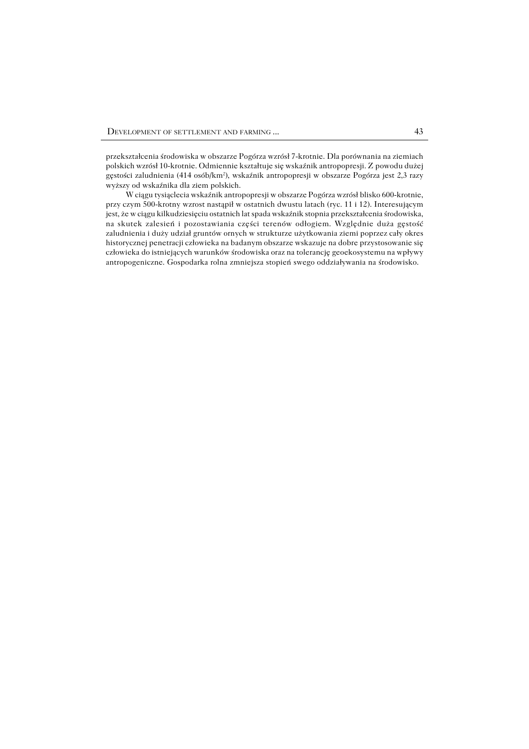przekształcenia środowiska w obszarze Pogórza wzrósł 7-krotnie. Dla porównania na ziemiach polskich wzrósł 10-krotnie. Odmiennie kształtuje się wskaźnik antropopresji. Z powodu dużej gęstości zaludnienia (414 osób/km$^2$), wskaźnik antropopresji w obszarze Pogórza jest 2,3 razy wyższy od wskaźnika dla ziem polskich.

W ciągu tysiąclecia wskaźnik antropopresji w obszarze Pogórza wzrósł blisko 600-krotnie, przy czym 500-krotny wzrost nastąpił w ostatnich dwustu latach (ryc. 11 i 12). Interesującym jest, że w ciągu kilkudziesięciu ostatnich lat spada wskaźnik stopnia przekształcenia środowiska, na skutek zalesień i pozostawiania części terenów odłogiem. Względnie duża gęstość zaludnienia i duży udział gruntów ornych w strukturze użytkowania ziemi poprzez cały okres historycznej penetracji człowieka na badanym obszarze wskazuje na dobre przystosowanie się człowieka do istniejących warunków środowiska oraz na tolerancję geoekosystemu na wpływy antropogeniczne. Gospodarka rolna zmniejsza stopień swego oddziaływania na środowisko.